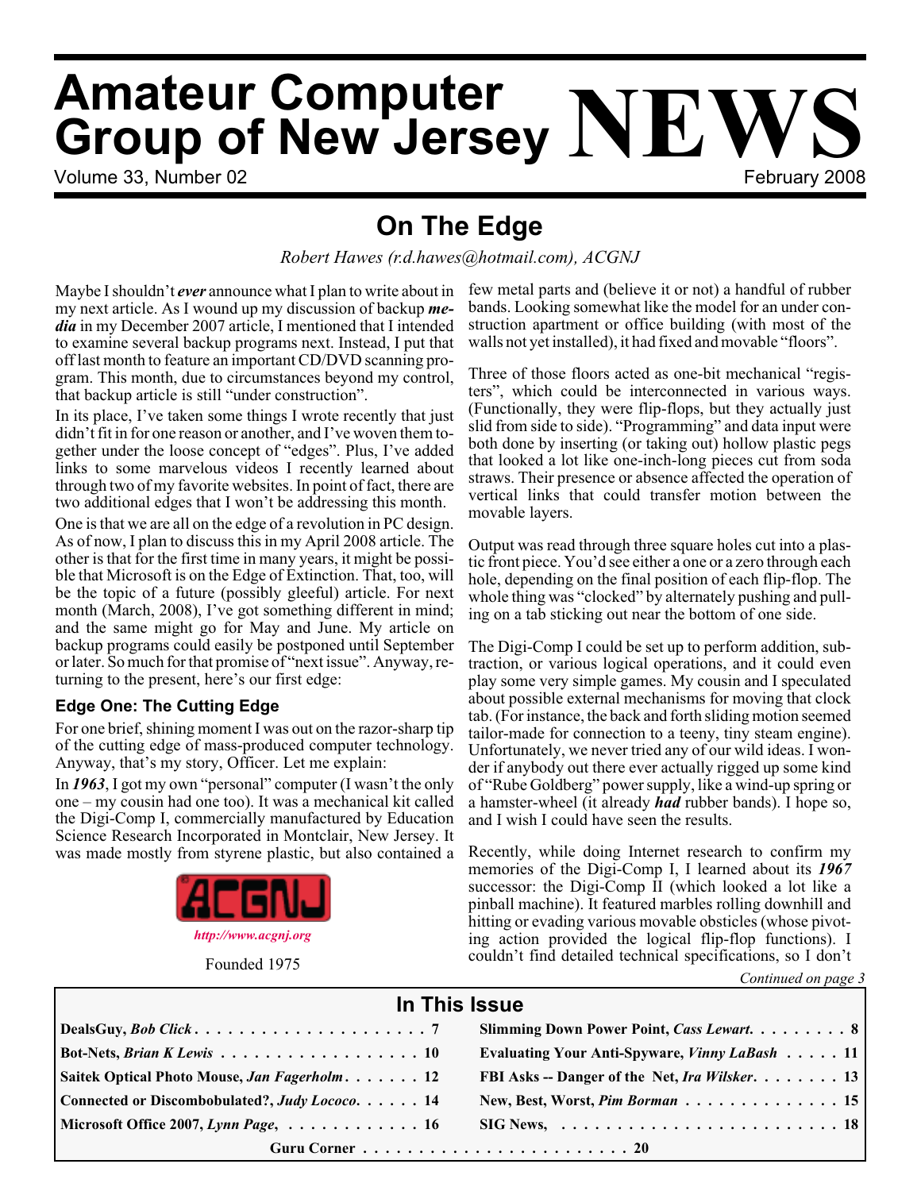# Amateur Computer Group of New Jersey NEWS

Volume 33, Number 02 — February 2008

## On The Edge

*Robert Hawes (r.d.hawes@hotmail.com), ACGNJ*

Maybe I shouldn't ***ever*** announce what I plan to write about in my next article. As I wound up my discussion of backup ***media*** in my December 2007 article, I mentioned that I intended to examine several backup programs next. Instead, I put that off last month to feature an important CD/DVD scanning program. This month, due to circumstances beyond my control, that backup article is still "under construction".

In its place, I've taken some things I wrote recently that just didn't fit in for one reason or another, and I've woven them together under the loose concept of "edges". Plus, I've added links to some marvelous videos I recently learned about through two of my favorite websites. In point of fact, there are two additional edges that I won't be addressing this month.

One is that we are all on the edge of a revolution in PC design. As of now, I plan to discuss this in my April 2008 article. The other is that for the first time in many years, it might be possible that Microsoft is on the Edge of Extinction. That, too, will be the topic of a future (possibly gleeful) article. For next month (March, 2008), I've got something different in mind; and the same might go for May and June. My article on backup programs could easily be postponed until September or later. So much for that promise of "next issue". Anyway, returning to the present, here's our first edge:

### Edge One: The Cutting Edge

For one brief, shining moment I was out on the razor-sharp tip of the cutting edge of mass-produced computer technology. Anyway, that's my story, Officer. Let me explain:

In ***1963***, I got my own "personal" computer (I wasn't the only one – my cousin had one too). It was a mechanical kit called the Digi-Comp I, commercially manufactured by Education Science Research Incorporated in Montclair, New Jersey. It was made mostly from styrene plastic, but also contained a few metal parts and (believe it or not) a handful of rubber bands. Looking somewhat like the model for an under construction apartment or office building (with most of the walls not yet installed), it had fixed and movable "floors".

Three of those floors acted as one-bit mechanical "registers", which could be interconnected in various ways. (Functionally, they were flip-flops, but they actually just slid from side to side). "Programming" and data input were both done by inserting (or taking out) hollow plastic pegs that looked a lot like one-inch-long pieces cut from soda straws. Their presence or absence affected the operation of vertical links that could transfer motion between the movable layers.

Output was read through three square holes cut into a plastic front piece. You'd see either a one or a zero through each hole, depending on the final position of each flip-flop. The whole thing was "clocked" by alternately pushing and pulling on a tab sticking out near the bottom of one side.

The Digi-Comp I could be set up to perform addition, subtraction, or various logical operations, and it could even play some very simple games. My cousin and I speculated about possible external mechanisms for moving that clock tab. (For instance, the back and forth sliding motion seemed tailor-made for connection to a teeny, tiny steam engine). Unfortunately, we never tried any of our wild ideas. I wonder if anybody out there ever actually rigged up some kind of "Rube Goldberg" power supply, like a wind-up spring or a hamster-wheel (it already ***had*** rubber bands). I hope so, and I wish I could have seen the results.

Recently, while doing Internet research to confirm my memories of the Digi-Comp I, I learned about its ***1967*** successor: the Digi-Comp II (which looked a lot like a pinball machine). It featured marbles rolling downhill and hitting or evading various movable obsticles (whose pivoting action provided the logical flip-flop functions). I couldn't find detailed technical specifications, so I don't

*Continued on page 3*

ACGNJ
*http://www.acgnj.org*
Founded 1975

## In This Issue

| Article | Page |
|---|---|
| DealsGuy, *Bob Click* | 7 |
| Slimming Down Power Point, *Cass Lewart* | 8 |
| Bot-Nets, *Brian K Lewis* | 10 |
| Evaluating Your Anti-Spyware, *Vinny LaBash* | 11 |
| Saitek Optical Photo Mouse, *Jan Fagerholm* | 12 |
| FBI Asks -- Danger of the Net, *Ira Wilsker* | 13 |
| Connected or Discombobulated?, *Judy Lococo* | 14 |
| New, Best, Worst, *Pim Borman* | 15 |
| Microsoft Office 2007, *Lynn Page* | 16 |
| SIG News | 18 |
| Guru Corner | 20 |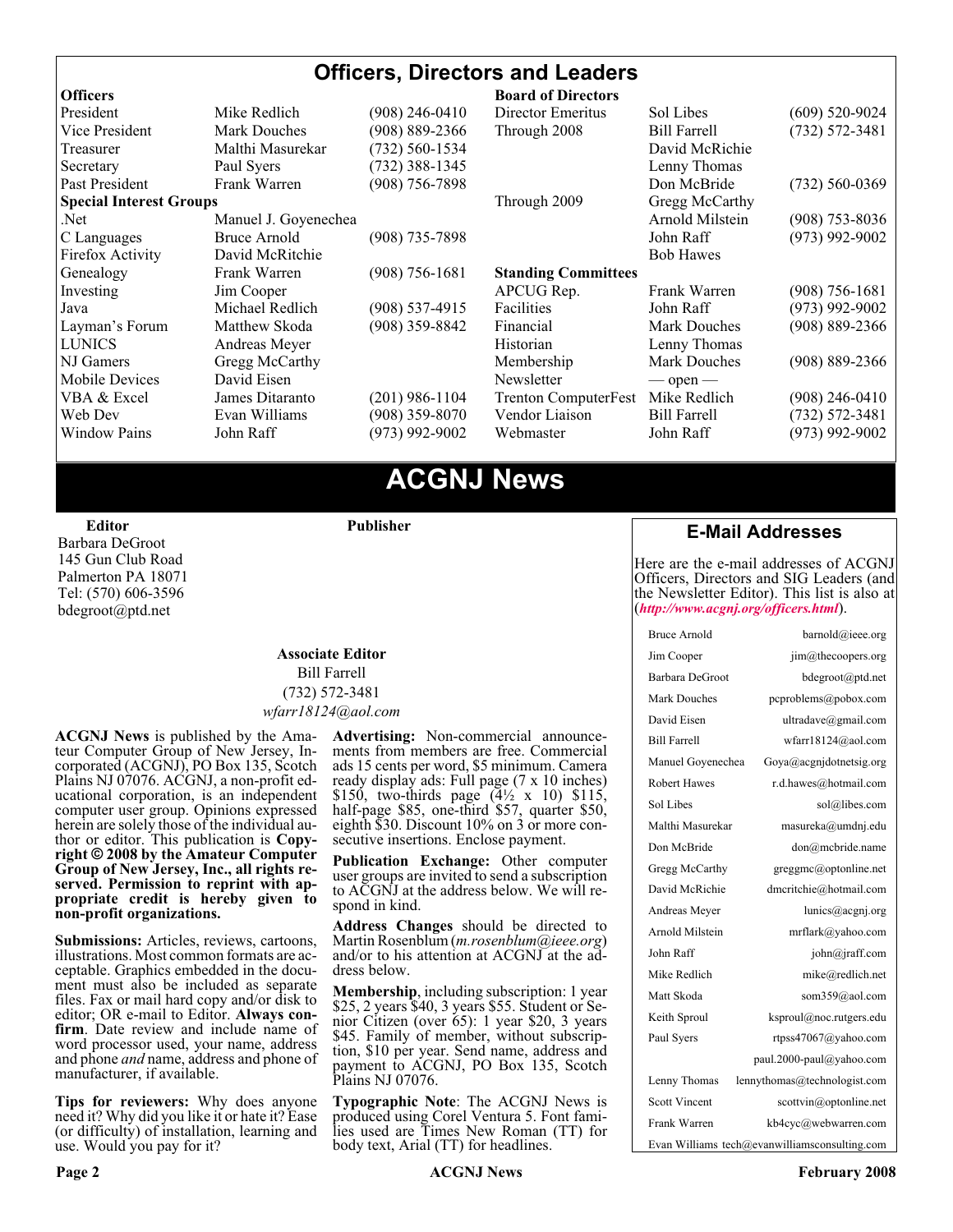# Officers, Directors and Leaders

| **Officers** | | | **Board of Directors** | | |
|---|---|---|---|---|---|
| President | Mike Redlich | (908) 246-0410 | Director Emeritus | Sol Libes | (609) 520-9024 |
| Vice President | Mark Douches | (908) 889-2366 | Through 2008 | Bill Farrell | (732) 572-3481 |
| Treasurer | Malthi Masurekar | (732) 560-1534 | | David McRichie | |
| Secretary | Paul Syers | (732) 388-1345 | | Lenny Thomas | |
| Past President | Frank Warren | (908) 756-7898 | | Don McBride | (732) 560-0369 |
| **Special Interest Groups** | | | Through 2009 | Gregg McCarthy | |
| .Net | Manuel J. Goyenechea | | | Arnold Milstein | (908) 753-8036 |
| C Languages | Bruce Arnold | (908) 735-7898 | | John Raff | (973) 992-9002 |
| Firefox Activity | David McRitchie | | | Bob Hawes | |
| Genealogy | Frank Warren | (908) 756-1681 | **Standing Committees** | | |
| Investing | Jim Cooper | | APCUG Rep. | Frank Warren | (908) 756-1681 |
| Java | Michael Redlich | (908) 537-4915 | Facilities | John Raff | (973) 992-9002 |
| Layman's Forum | Matthew Skoda | (908) 359-8842 | Financial | Mark Douches | (908) 889-2366 |
| LUNICS | Andreas Meyer | | Historian | Lenny Thomas | |
| NJ Gamers | Gregg McCarthy | | Membership | Mark Douches | (908) 889-2366 |
| Mobile Devices | David Eisen | | Newsletter | — open — | |
| VBA & Excel | James Ditaranto | (201) 986-1104 | Trenton ComputerFest | Mike Redlich | (908) 246-0410 |
| Web Dev | Evan Williams | (908) 359-8070 | Vendor Liaison | Bill Farrell | (732) 572-3481 |
| Window Pains | John Raff | (973) 992-9002 | Webmaster | John Raff | (973) 992-9002 |

# ACGNJ News

**Editor**
Barbara DeGroot
145 Gun Club Road
Palmerton PA 18071
Tel: (570) 606-3596
bdegroot@ptd.net

**Publisher**

**Associate Editor**
Bill Farrell
(732) 572-3481
*wfarr18124@aol.com*

**ACGNJ News** is published by the Amateur Computer Group of New Jersey, Incorporated (ACGNJ), PO Box 135, Scotch Plains NJ 07076. ACGNJ, a non-profit educational corporation, is an independent computer user group. Opinions expressed herein are solely those of the individual author or editor. This publication is **Copyright © 2008 by the Amateur Computer Group of New Jersey, Inc., all rights reserved. Permission to reprint with appropriate credit is hereby given to non-profit organizations.**

**Submissions:** Articles, reviews, cartoons, illustrations. Most common formats are acceptable. Graphics embedded in the document must also be included as separate files. Fax or mail hard copy and/or disk to editor; OR e-mail to Editor. **Always confirm**. Date review and include name of word processor used, your name, address and phone *and* name, address and phone of manufacturer, if available.

**Tips for reviewers:** Why does anyone need it? Why did you like it or hate it? Ease (or difficulty) of installation, learning and use. Would you pay for it?

**Advertising:** Non-commercial announcements from members are free. Commercial ads 15 cents per word, $5 minimum. Camera ready display ads: Full page (7 x 10 inches) $150, two-thirds page (4½ x 10) $115, half-page $85, one-third $57, quarter $50, eighth $30. Discount 10% on 3 or more consecutive insertions. Enclose payment.

**Publication Exchange:** Other computer user groups are invited to send a subscription to ACGNJ at the address below. We will respond in kind.

**Address Changes** should be directed to Martin Rosenblum (*m.rosenblum@ieee.org*) and/or to his attention at ACGNJ at the address below.

**Membership**, including subscription: 1 year $25, 2 years $40, 3 years $55. Student or Senior Citizen (over 65): 1 year $20, 3 years $45. Family of member, without subscription, $10 per year. Send name, address and payment to ACGNJ, PO Box 135, Scotch Plains NJ 07076.

**Typographic Note**: The ACGNJ News is produced using Corel Ventura 5. Font families used are Times New Roman (TT) for body text, Arial (TT) for headlines.

## E-Mail Addresses

Here are the e-mail addresses of ACGNJ Officers, Directors and SIG Leaders (and the Newsletter Editor). This list is also at (***http://www.acgnj.org/officers.html***).

| Name | E-mail |
|---|---|
| Bruce Arnold | barnold@ieee.org |
| Jim Cooper | jim@thecoopers.org |
| Barbara DeGroot | bdegroot@ptd.net |
| Mark Douches | pcproblems@pobox.com |
| David Eisen | ultradave@gmail.com |
| Bill Farrell | wfarr18124@aol.com |
| Manuel Goyenechea | Goya@acgnjdotnetsig.org |
| Robert Hawes | r.d.hawes@hotmail.com |
| Sol Libes | sol@libes.com |
| Malthi Masurekar | masureka@umdnj.edu |
| Don McBride | don@mcbride.name |
| Gregg McCarthy | greggmc@optonline.net |
| David McRichie | dmcritchie@hotmail.com |
| Andreas Meyer | lunics@acgnj.org |
| Arnold Milstein | mrflark@yahoo.com |
| John Raff | john@jraff.com |
| Mike Redlich | mike@redlich.net |
| Matt Skoda | som359@aol.com |
| Keith Sproul | ksproul@noc.rutgers.edu |
| Paul Syers | rtpss47067@yahoo.com |
| | paul.2000-paul@yahoo.com |
| Lenny Thomas | lennythomas@technologist.com |
| Scott Vincent | scottvin@optonline.net |
| Frank Warren | kb4cyc@webwarren.com |
| Evan Williams | tech@evanwilliamsconsulting.com |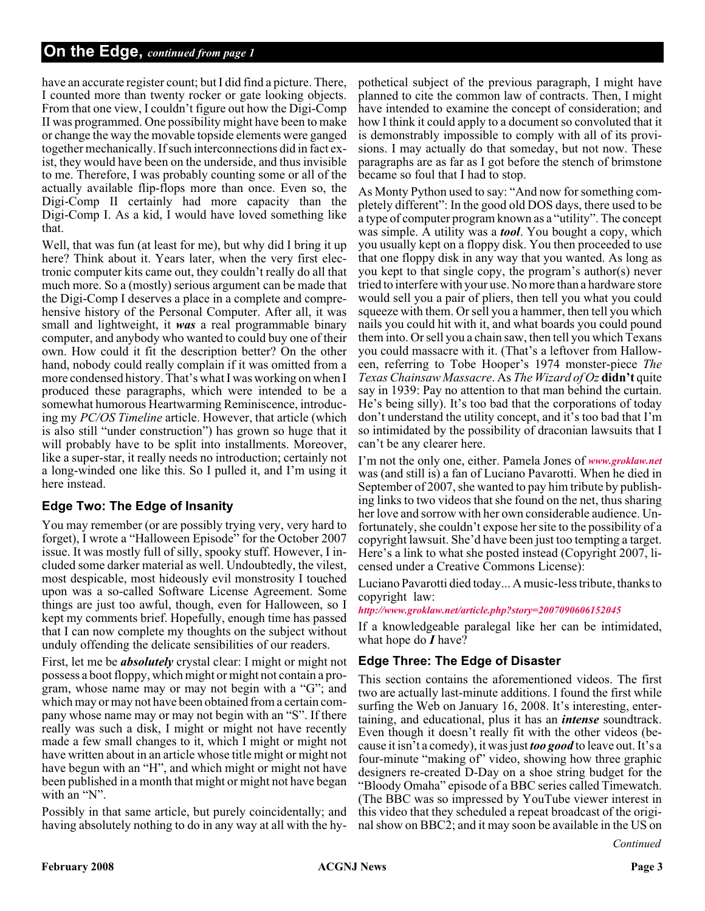## On the Edge, *continued from page 1*

have an accurate register count; but I did find a picture. There, I counted more than twenty rocker or gate looking objects. From that one view, I couldn't figure out how the Digi-Comp II was programmed. One possibility might have been to make or change the way the movable topside elements were ganged together mechanically. If such interconnections did in fact exist, they would have been on the underside, and thus invisible to me. Therefore, I was probably counting some or all of the actually available flip-flops more than once. Even so, the Digi-Comp II certainly had more capacity than the Digi-Comp I. As a kid, I would have loved something like that.

Well, that was fun (at least for me), but why did I bring it up here? Think about it. Years later, when the very first electronic computer kits came out, they couldn't really do all that much more. So a (mostly) serious argument can be made that the Digi-Comp I deserves a place in a complete and comprehensive history of the Personal Computer. After all, it was small and lightweight, it ***was*** a real programmable binary computer, and anybody who wanted to could buy one of their own. How could it fit the description better? On the other hand, nobody could really complain if it was omitted from a more condensed history. That's what I was working on when I produced these paragraphs, which were intended to be a somewhat humorous Heartwarming Reminiscence, introducing my *PC/OS Timeline* article. However, that article (which is also still "under construction") has grown so huge that it will probably have to be split into installments. Moreover, like a super-star, it really needs no introduction; certainly not a long-winded one like this. So I pulled it, and I'm using it here instead.

### Edge Two: The Edge of Insanity

You may remember (or are possibly trying very, very hard to forget), I wrote a "Halloween Episode" for the October 2007 issue. It was mostly full of silly, spooky stuff. However, I included some darker material as well. Undoubtedly, the vilest, most despicable, most hideously evil monstrosity I touched upon was a so-called Software License Agreement. Some things are just too awful, though, even for Halloween, so I kept my comments brief. Hopefully, enough time has passed that I can now complete my thoughts on the subject without unduly offending the delicate sensibilities of our readers.

First, let me be ***absolutely*** crystal clear: I might or might not possess a boot floppy, which might or might not contain a program, whose name may or may not begin with a "G"; and which may or may not have been obtained from a certain company whose name may or may not begin with an "S". If there really was such a disk, I might or might not have recently made a few small changes to it, which I might or might not have written about in an article whose title might or might not have begun with an "H", and which might or might not have been published in a month that might or might not have began with an "N".

Possibly in that same article, but purely coincidentally; and having absolutely nothing to do in any way at all with the hypothetical subject of the previous paragraph, I might have planned to cite the common law of contracts. Then, I might have intended to examine the concept of consideration; and how I think it could apply to a document so convoluted that it is demonstrably impossible to comply with all of its provisions. I may actually do that someday, but not now. These paragraphs are as far as I got before the stench of brimstone became so foul that I had to stop.

As Monty Python used to say: "And now for something completely different": In the good old DOS days, there used to be a type of computer program known as a "utility". The concept was simple. A utility was a ***tool***. You bought a copy, which you usually kept on a floppy disk. You then proceeded to use that one floppy disk in any way that you wanted. As long as you kept to that single copy, the program's author(s) never tried to interfere with your use. No more than a hardware store would sell you a pair of pliers, then tell you what you could squeeze with them. Or sell you a hammer, then tell you which nails you could hit with it, and what boards you could pound them into. Or sell you a chain saw, then tell you which Texans you could massacre with it. (That's a leftover from Halloween, referring to Tobe Hooper's 1974 monster-piece *The Texas Chainsaw Massacre*. As *The Wizard of Oz* **didn't** quite say in 1939: Pay no attention to that man behind the curtain. He's being silly). It's too bad that the corporations of today don't understand the utility concept, and it's too bad that I'm so intimidated by the possibility of draconian lawsuits that I can't be any clearer here.

I'm not the only one, either. Pamela Jones of *www.groklaw.net* was (and still is) a fan of Luciano Pavarotti. When he died in September of 2007, she wanted to pay him tribute by publishing links to two videos that she found on the net, thus sharing her love and sorrow with her own considerable audience. Unfortunately, she couldn't expose her site to the possibility of a copyright lawsuit. She'd have been just too tempting a target. Here's a link to what she posted instead (Copyright 2007, licensed under a Creative Commons License):

Luciano Pavarotti died today... A music-less tribute, thanks to copyright law:

*http://www.groklaw.net/article.php?story=2007090606152045*

If a knowledgeable paralegal like her can be intimidated, what hope do ***I*** have?

### Edge Three: The Edge of Disaster

This section contains the aforementioned videos. The first two are actually last-minute additions. I found the first while surfing the Web on January 16, 2008. It's interesting, entertaining, and educational, plus it has an ***intense*** soundtrack. Even though it doesn't really fit with the other videos (because it isn't a comedy), it was just ***too good*** to leave out. It's a four-minute "making of" video, showing how three graphic designers re-created D-Day on a shoe string budget for the "Bloody Omaha" episode of a BBC series called Timewatch. (The BBC was so impressed by YouTube viewer interest in this video that they scheduled a repeat broadcast of the original show on BBC2; and it may soon be available in the US on

*Continued*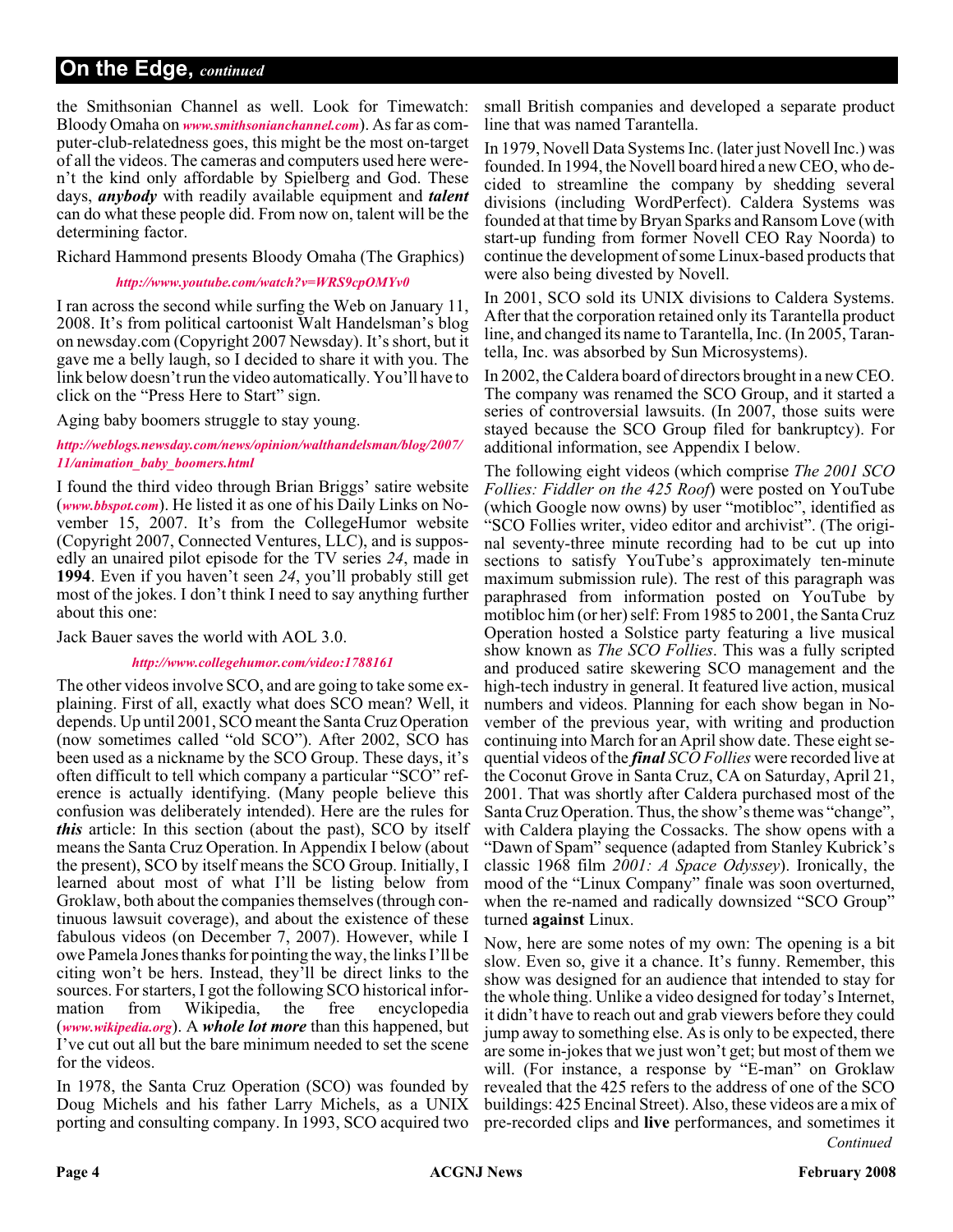## On the Edge, *continued*

the Smithsonian Channel as well. Look for Timewatch: Bloody Omaha on ***www.smithsonianchannel.com***). As far as computer-club-relatedness goes, this might be the most on-target of all the videos. The cameras and computers used here weren't the kind only affordable by Spielberg and God. These days, ***anybody*** with readily available equipment and ***talent*** can do what these people did. From now on, talent will be the determining factor.

Richard Hammond presents Bloody Omaha (The Graphics)

***http://www.youtube.com/watch?v=WRS9cpOMYv0***

I ran across the second while surfing the Web on January 11, 2008. It's from political cartoonist Walt Handelsman's blog on newsday.com (Copyright 2007 Newsday). It's short, but it gave me a belly laugh, so I decided to share it with you. The link below doesn't run the video automatically. You'll have to click on the "Press Here to Start" sign.

Aging baby boomers struggle to stay young.

***http://weblogs.newsday.com/news/opinion/walthandelsman/blog/2007/11/animation_baby_boomers.html***

I found the third video through Brian Briggs' satire website (***www.bbspot.com***). He listed it as one of his Daily Links on November 15, 2007. It's from the CollegeHumor website (Copyright 2007, Connected Ventures, LLC), and is supposedly an unaired pilot episode for the TV series *24*, made in **1994**. Even if you haven't seen *24*, you'll probably still get most of the jokes. I don't think I need to say anything further about this one:

Jack Bauer saves the world with AOL 3.0.

***http://www.collegehumor.com/video:1788161***

The other videos involve SCO, and are going to take some explaining. First of all, exactly what does SCO mean? Well, it depends. Up until 2001, SCO meant the Santa Cruz Operation (now sometimes called "old SCO"). After 2002, SCO has been used as a nickname by the SCO Group. These days, it's often difficult to tell which company a particular "SCO" reference is actually identifying. (Many people believe this confusion was deliberately intended). Here are the rules for ***this*** article: In this section (about the past), SCO by itself means the Santa Cruz Operation. In Appendix I below (about the present), SCO by itself means the SCO Group. Initially, I learned about most of what I'll be listing below from Groklaw, both about the companies themselves (through continuous lawsuit coverage), and about the existence of these fabulous videos (on December 7, 2007). However, while I owe Pamela Jones thanks for pointing the way, the links I'll be citing won't be hers. Instead, they'll be direct links to the sources. For starters, I got the following SCO historical information from Wikipedia, the free encyclopedia (***www.wikipedia.org***). A ***whole lot more*** than this happened, but I've cut out all but the bare minimum needed to set the scene for the videos.

In 1978, the Santa Cruz Operation (SCO) was founded by Doug Michels and his father Larry Michels, as a UNIX porting and consulting company. In 1993, SCO acquired two small British companies and developed a separate product line that was named Tarantella.

In 1979, Novell Data Systems Inc. (later just Novell Inc.) was founded. In 1994, the Novell board hired a new CEO, who decided to streamline the company by shedding several divisions (including WordPerfect). Caldera Systems was founded at that time by Bryan Sparks and Ransom Love (with start-up funding from former Novell CEO Ray Noorda) to continue the development of some Linux-based products that were also being divested by Novell.

In 2001, SCO sold its UNIX divisions to Caldera Systems. After that the corporation retained only its Tarantella product line, and changed its name to Tarantella, Inc. (In 2005, Tarantella, Inc. was absorbed by Sun Microsystems).

In 2002, the Caldera board of directors brought in a new CEO. The company was renamed the SCO Group, and it started a series of controversial lawsuits. (In 2007, those suits were stayed because the SCO Group filed for bankruptcy). For additional information, see Appendix I below.

The following eight videos (which comprise *The 2001 SCO Follies: Fiddler on the 425 Roof*) were posted on YouTube (which Google now owns) by user "motibloc", identified as "SCO Follies writer, video editor and archivist". (The original seventy-three minute recording had to be cut up into sections to satisfy YouTube's approximately ten-minute maximum submission rule). The rest of this paragraph was paraphrased from information posted on YouTube by motibloc him (or her) self: From 1985 to 2001, the Santa Cruz Operation hosted a Solstice party featuring a live musical show known as *The SCO Follies*. This was a fully scripted and produced satire skewering SCO management and the high-tech industry in general. It featured live action, musical numbers and videos. Planning for each show began in November of the previous year, with writing and production continuing into March for an April show date. These eight sequential videos of the ***final*** *SCO Follies* were recorded live at the Coconut Grove in Santa Cruz, CA on Saturday, April 21, 2001. That was shortly after Caldera purchased most of the Santa Cruz Operation. Thus, the show's theme was "change", with Caldera playing the Cossacks. The show opens with a "Dawn of Spam" sequence (adapted from Stanley Kubrick's classic 1968 film *2001: A Space Odyssey*). Ironically, the mood of the "Linux Company" finale was soon overturned, when the re-named and radically downsized "SCO Group" turned **against** Linux.

Now, here are some notes of my own: The opening is a bit slow. Even so, give it a chance. It's funny. Remember, this show was designed for an audience that intended to stay for the whole thing. Unlike a video designed for today's Internet, it didn't have to reach out and grab viewers before they could jump away to something else. As is only to be expected, there are some in-jokes that we just won't get; but most of them we will. (For instance, a response by "E-man" on Groklaw revealed that the 425 refers to the address of one of the SCO buildings: 425 Encinal Street). Also, these videos are a mix of pre-recorded clips and **live** performances, and sometimes it

*Continued*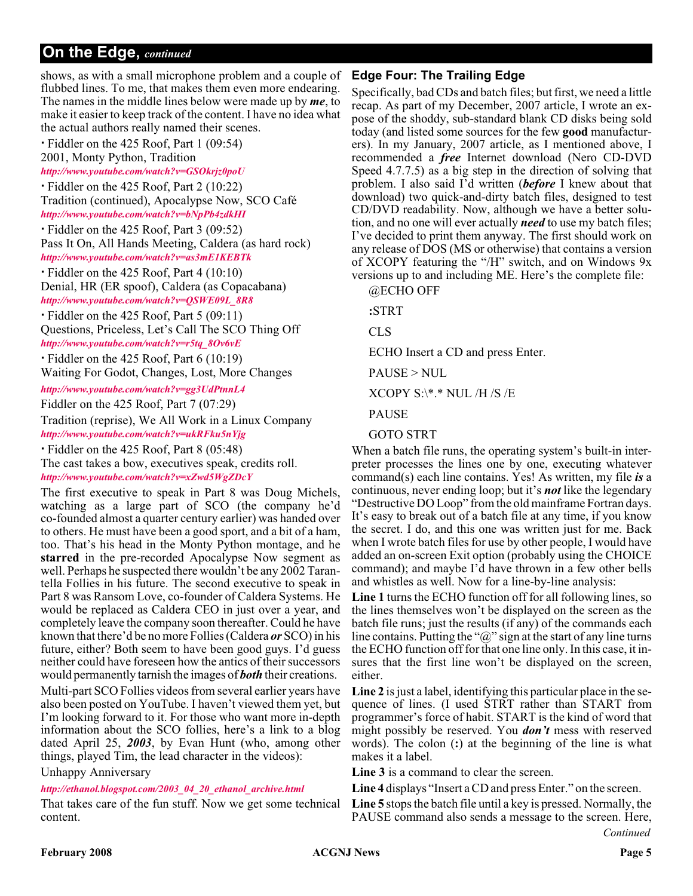## On the Edge, *continued*

shows, as with a small microphone problem and a couple of flubbed lines. To me, that makes them even more endearing. The names in the middle lines below were made up by ***me***, to make it easier to keep track of the content. I have no idea what the actual authors really named their scenes.

· Fiddler on the 425 Roof, Part 1 (09:54)
2001, Monty Python, Tradition
*http://www.youtube.com/watch?v=GSOkrjz0poU*

· Fiddler on the 425 Roof, Part 2 (10:22)
Tradition (continued), Apocalypse Now, SCO Café
*http://www.youtube.com/watch?v=bNpPb4zdkHI*

· Fiddler on the 425 Roof, Part 3 (09:52)
Pass It On, All Hands Meeting, Caldera (as hard rock)
*http://www.youtube.com/watch?v=as3mE1KEBTk*

· Fiddler on the 425 Roof, Part 4 (10:10)
Denial, HR (ER spoof), Caldera (as Copacabana)
*http://www.youtube.com/watch?v=QSWE09L_8R8*

· Fiddler on the 425 Roof, Part 5 (09:11)
Questions, Priceless, Let's Call The SCO Thing Off
*http://www.youtube.com/watch?v=r5tq_8Ov6vE*

· Fiddler on the 425 Roof, Part 6 (10:19)
Waiting For Godot, Changes, Lost, More Changes
*http://www.youtube.com/watch?v=gg3UdPtnnL4*

Fiddler on the 425 Roof, Part 7 (07:29)
Tradition (reprise), We All Work in a Linux Company
*http://www.youtube.com/watch?v=ukRFku5nYjg*

· Fiddler on the 425 Roof, Part 8 (05:48)
The cast takes a bow, executives speak, credits roll.
*http://www.youtube.com/watch?v=xZwd5WgZDcY*

The first executive to speak in Part 8 was Doug Michels, watching as a large part of SCO (the company he'd co-founded almost a quarter century earlier) was handed over to others. He must have been a good sport, and a bit of a ham, too. That's his head in the Monty Python montage, and he **starred** in the pre-recorded Apocalypse Now segment as well. Perhaps he suspected there wouldn't be any 2002 Tarantella Follies in his future. The second executive to speak in Part 8 was Ransom Love, co-founder of Caldera Systems. He would be replaced as Caldera CEO in just over a year, and completely leave the company soon thereafter. Could he have known that there'd be no more Follies (Caldera ***or*** SCO) in his future, either? Both seem to have been good guys. I'd guess neither could have foreseen how the antics of their successors would permanently tarnish the images of ***both*** their creations.

Multi-part SCO Follies videos from several earlier years have also been posted on YouTube. I haven't viewed them yet, but I'm looking forward to it. For those who want more in-depth information about the SCO follies, here's a link to a blog dated April 25, ***2003***, by Evan Hunt (who, among other things, played Tim, the lead character in the videos):

Unhappy Anniversary

*http://ethanol.blogspot.com/2003_04_20_ethanol_archive.html*

That takes care of the fun stuff. Now we get some technical content.

### Edge Four: The Trailing Edge

Specifically, bad CDs and batch files; but first, we need a little recap. As part of my December, 2007 article, I wrote an exposé of the shoddy, sub-standard blank CD disks being sold today (and listed some sources for the few **good** manufacturers). In my January, 2007 article, as I mentioned above, I recommended a ***free*** Internet download (Nero CD-DVD Speed 4.7.7.5) as a big step in the direction of solving that problem. I also said I'd written (***before*** I knew about that download) two quick-and-dirty batch files, designed to test CD/DVD readability. Now, although we have a better solution, and no one will ever actually ***need*** to use my batch files; I've decided to print them anyway. The first should work on any release of DOS (MS or otherwise) that contains a version of XCOPY featuring the "/H" switch, and on Windows 9x versions up to and including ME. Here's the complete file:

```
@ECHO OFF
:STRT
CLS
ECHO Insert a CD and press Enter.
PAUSE > NUL
XCOPY S:\*.* NUL /H /S /E
PAUSE
GOTO STRT
```

When a batch file runs, the operating system's built-in interpreter processes the lines one by one, executing whatever command(s) each line contains. Yes! As written, my file ***is*** a continuous, never ending loop; but it's ***not*** like the legendary "Destructive DO Loop" from the old mainframe Fortran days. It's easy to break out of a batch file at any time, if you know the secret. I do, and this one was written just for me. Back when I wrote batch files for use by other people, I would have added an on-screen Exit option (probably using the CHOICE command); and maybe I'd have thrown in a few other bells and whistles as well. Now for a line-by-line analysis:

**Line 1** turns the ECHO function off for all following lines, so the lines themselves won't be displayed on the screen as the batch file runs; just the results (if any) of the commands each line contains. Putting the "@" sign at the start of any line turns the ECHO function off for that one line only. In this case, it insures that the first line won't be displayed on the screen, either.

**Line 2** is just a label, identifying this particular place in the sequence of lines. (I used STRT rather than START from programmer's force of habit. START is the kind of word that might possibly be reserved. You ***don't*** mess with reserved words). The colon (**:**) at the beginning of the line is what makes it a label.

**Line 3** is a command to clear the screen.

**Line 4** displays "Insert a CD and press Enter." on the screen.

**Line 5** stops the batch file until a key is pressed. Normally, the PAUSE command also sends a message to the screen. Here,

*Continued*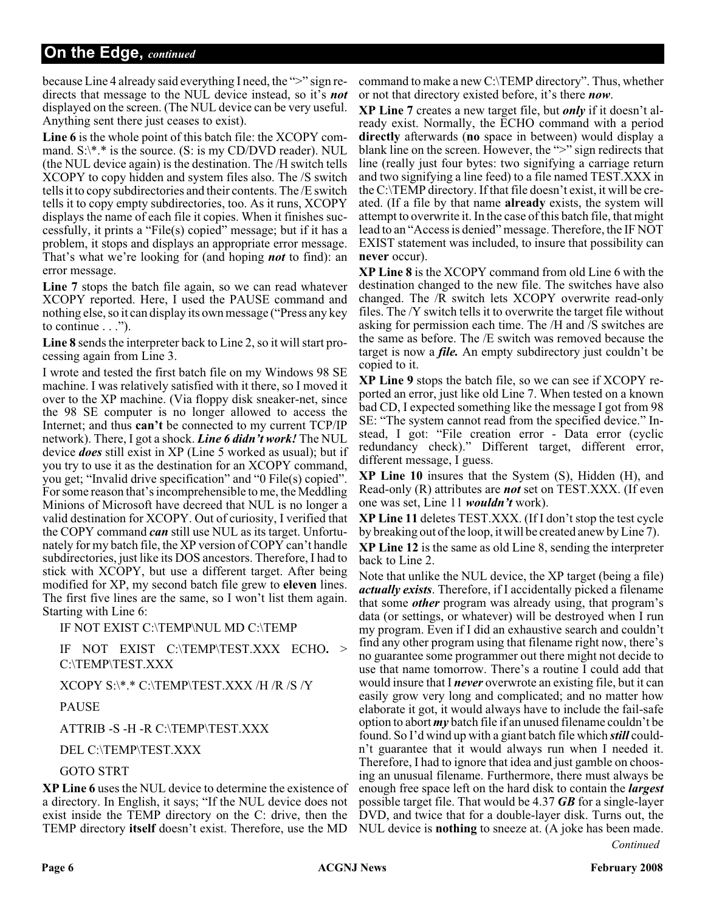## On the Edge, *continued*

because Line 4 already said everything I need, the ">" sign redirects that message to the NUL device instead, so it's ***not*** displayed on the screen. (The NUL device can be very useful. Anything sent there just ceases to exist).

**Line 6** is the whole point of this batch file: the XCOPY command. S:\*.* is the source. (S: is my CD/DVD reader). NUL (the NUL device again) is the destination. The /H switch tells XCOPY to copy hidden and system files also. The /S switch tells it to copy subdirectories and their contents. The /E switch tells it to copy empty subdirectories, too. As it runs, XCOPY displays the name of each file it copies. When it finishes successfully, it prints a "File(s) copied" message; but if it has a problem, it stops and displays an appropriate error message. That's what we're looking for (and hoping ***not*** to find): an error message.

**Line 7** stops the batch file again, so we can read whatever XCOPY reported. Here, I used the PAUSE command and nothing else, so it can display its own message ("Press any key to continue . . .").

**Line 8** sends the interpreter back to Line 2, so it will start processing again from Line 3.

I wrote and tested the first batch file on my Windows 98 SE machine. I was relatively satisfied with it there, so I moved it over to the XP machine. (Via floppy disk sneaker-net, since the 98 SE computer is no longer allowed to access the Internet; and thus **can't** be connected to my current TCP/IP network). There, I got a shock. ***Line 6 didn't work!*** The NUL device ***does*** still exist in XP (Line 5 worked as usual); but if you try to use it as the destination for an XCOPY command, you get; "Invalid drive specification" and "0 File(s) copied". For some reason that's incomprehensible to me, the Meddling Minions of Microsoft have decreed that NUL is no longer a valid destination for XCOPY. Out of curiosity, I verified that the COPY command ***can*** still use NUL as its target. Unfortunately for my batch file, the XP version of COPY can't handle subdirectories, just like its DOS ancestors. Therefore, I had to stick with XCOPY, but use a different target. After being modified for XP, my second batch file grew to **eleven** lines. The first five lines are the same, so I won't list them again. Starting with Line 6:

```
IF NOT EXIST C:\TEMP\NUL MD C:\TEMP

IF NOT EXIST C:\TEMP\TEST.XXX ECHO. > C:\TEMP\TEST.XXX

XCOPY S:\*.* C:\TEMP\TEST.XXX /H /R /S /Y

PAUSE

ATTRIB -S -H -R C:\TEMP\TEST.XXX

DEL C:\TEMP\TEST.XXX

GOTO STRT
```

**XP Line 6** uses the NUL device to determine the existence of a directory. In English, it says; "If the NUL device does not exist inside the TEMP directory on the C: drive, then the TEMP directory **itself** doesn't exist. Therefore, use the MD command to make a new C:\TEMP directory". Thus, whether or not that directory existed before, it's there ***now***.

**XP Line 7** creates a new target file, but ***only*** if it doesn't already exist. Normally, the ECHO command with a period **directly** afterwards (**no** space in between) would display a blank line on the screen. However, the ">" sign redirects that line (really just four bytes: two signifying a carriage return and two signifying a line feed) to a file named TEST.XXX in the C:\TEMP directory. If that file doesn't exist, it will be created. (If a file by that name **already** exists, the system will attempt to overwrite it. In the case of this batch file, that might lead to an "Access is denied" message. Therefore, the IF NOT EXIST statement was included, to insure that possibility can **never** occur).

**XP Line 8** is the XCOPY command from old Line 6 with the destination changed to the new file. The switches have also changed. The /R switch lets XCOPY overwrite read-only files. The /Y switch tells it to overwrite the target file without asking for permission each time. The /H and /S switches are the same as before. The /E switch was removed because the target is now a ***file.*** An empty subdirectory just couldn't be copied to it.

**XP Line 9** stops the batch file, so we can see if XCOPY reported an error, just like old Line 7. When tested on a known bad CD, I expected something like the message I got from 98 SE: "The system cannot read from the specified device." Instead, I got: "File creation error - Data error (cyclic redundancy check)." Different target, different error, different message, I guess.

**XP Line 10** insures that the System (S), Hidden (H), and Read-only (R) attributes are ***not*** set on TEST.XXX. (If even one was set, Line 11 ***wouldn't*** work).

**XP Line 11** deletes TEST.XXX. (If I don't stop the test cycle by breaking out of the loop, it will be created anew by Line 7).

**XP Line 12** is the same as old Line 8, sending the interpreter back to Line 2.

Note that unlike the NUL device, the XP target (being a file) ***actually exists***. Therefore, if I accidentally picked a filename that some ***other*** program was already using, that program's data (or settings, or whatever) will be destroyed when I run my program. Even if I did an exhaustive search and couldn't find any other program using that filename right now, there's no guarantee some programmer out there might not decide to use that name tomorrow. There's a routine I could add that would insure that I ***never*** overwrote an existing file, but it can easily grow very long and complicated; and no matter how elaborate it got, it would always have to include the fail-safe option to abort ***my*** batch file if an unused filename couldn't be found. So I'd wind up with a giant batch file which ***still*** couldn't guarantee that it would always run when I needed it. Therefore, I had to ignore that idea and just gamble on choosing an unusual filename. Furthermore, there must always be enough free space left on the hard disk to contain the ***largest*** possible target file. That would be 4.37 ***GB*** for a single-layer DVD, and twice that for a double-layer disk. Turns out, the NUL device is **nothing** to sneeze at. (A joke has been made.

*Continued*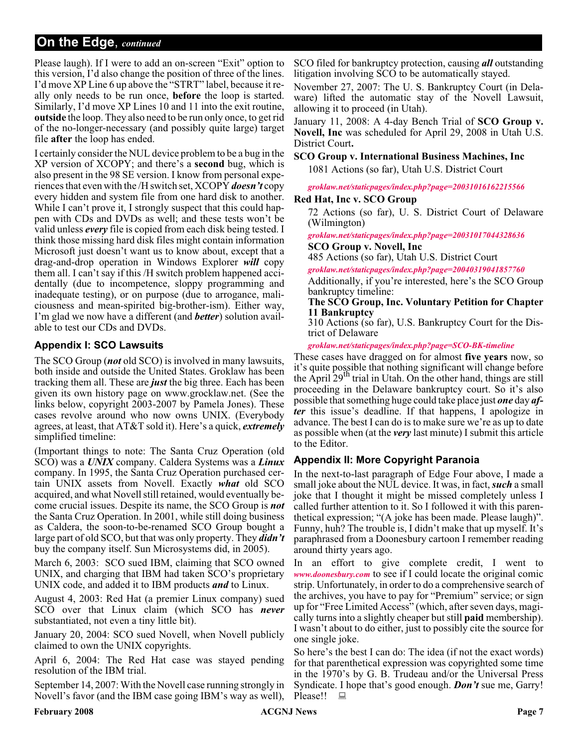## On the Edge, *continued*

Please laugh). If I were to add an on-screen "Exit" option to this version, I'd also change the position of three of the lines. I'd move XP Line 6 up above the "STRT" label, because it really only needs to be run once, **before** the loop is started. Similarly, I'd move XP Lines 10 and 11 into the exit routine, **outside** the loop. They also need to be run only once, to get rid of the no-longer-necessary (and possibly quite large) target file **after** the loop has ended.

I certainly consider the NUL device problem to be a bug in the XP version of XCOPY; and there's a **second** bug, which is also present in the 98 SE version. I know from personal experiences that even with the /H switch set, XCOPY ***doesn't*** copy every hidden and system file from one hard disk to another. While I can't prove it, I strongly suspect that this could happen with CDs and DVDs as well; and these tests won't be valid unless ***every*** file is copied from each disk being tested. I think those missing hard disk files might contain information Microsoft just doesn't want us to know about, except that a drag-and-drop operation in Windows Explorer ***will*** copy them all. I can't say if this /H switch problem happened accidentally (due to incompetence, sloppy programming and inadequate testing), or on purpose (due to arrogance, maliciousness and mean-spirited big-brother-ism). Either way, I'm glad we now have a different (and ***better***) solution available to test our CDs and DVDs.

### Appendix I: SCO Lawsuits

The SCO Group (***not*** old SCO) is involved in many lawsuits, both inside and outside the United States. Groklaw has been tracking them all. These are ***just*** the big three. Each has been given its own history page on www.grocklaw.net. (See the links below, copyright 2003-2007 by Pamela Jones). These cases revolve around who now owns UNIX. (Everybody agrees, at least, that AT&T sold it). Here's a quick, ***extremely*** simplified timeline:

(Important things to note: The Santa Cruz Operation (old SCO) was a ***UNIX*** company. Caldera Systems was a ***Linux*** company. In 1995, the Santa Cruz Operation purchased certain UNIX assets from Novell. Exactly ***what*** old SCO acquired, and what Novell still retained, would eventually become crucial issues. Despite its name, the SCO Group is ***not*** the Santa Cruz Operation. In 2001, while still doing business as Caldera, the soon-to-be-renamed SCO Group bought a large part of old SCO, but that was only property. They ***didn't*** buy the company itself. Sun Microsystems did, in 2005).

March 6, 2003: SCO sued IBM, claiming that SCO owned UNIX, and charging that IBM had taken SCO's proprietary UNIX code, and added it to IBM products ***and*** to Linux.

August 4, 2003: Red Hat (a premier Linux company) sued SCO over that Linux claim (which SCO has ***never*** substantiated, not even a tiny little bit).

January 20, 2004: SCO sued Novell, when Novell publicly claimed to own the UNIX copyrights.

April 6, 2004: The Red Hat case was stayed pending resolution of the IBM trial.

September 14, 2007: With the Novell case running strongly in Novell's favor (and the IBM case going IBM's way as well), SCO filed for bankruptcy protection, causing ***all*** outstanding litigation involving SCO to be automatically stayed.

November 27, 2007: The U. S. Bankruptcy Court (in Delaware) lifted the automatic stay of the Novell Lawsuit, allowing it to proceed (in Utah).

January 11, 2008: A 4-day Bench Trial of **SCO Group v. Novell, Inc** was scheduled for April 29, 2008 in Utah U.S. District Court**.**

**SCO Group v. International Business Machines, Inc**

1081 Actions (so far), Utah U.S. District Court

*groklaw.net/staticpages/index.php?page=20031016162215566*

**Red Hat, Inc v. SCO Group**

72 Actions (so far), U. S. District Court of Delaware (Wilmington)

*groklaw.net/staticpages/index.php?page=20031017044328636*

**SCO Group v. Novell, Inc**

485 Actions (so far), Utah U.S. District Court

*groklaw.net/staticpages/index.php?page=20040319041857760*

Additionally, if you're interested, here's the SCO Group bankruptcy timeline:

**The SCO Group, Inc. Voluntary Petition for Chapter 11 Bankruptcy**

310 Actions (so far), U.S. Bankruptcy Court for the District of Delaware

*groklaw.net/staticpages/index.php?page=SCO-BK-timeline*

These cases have dragged on for almost **five years** now, so it's quite possible that nothing significant will change before the April 29th trial in Utah. On the other hand, things are still proceeding in the Delaware bankruptcy court. So it's also possible that something huge could take place just ***one*** day ***after*** this issue's deadline. If that happens, I apologize in advance. The best I can do is to make sure we're as up to date as possible when (at the ***very*** last minute) I submit this article to the Editor.

### Appendix II: More Copyright Paranoia

In the next-to-last paragraph of Edge Four above, I made a small joke about the NUL device. It was, in fact, ***such*** a small joke that I thought it might be missed completely unless I called further attention to it. So I followed it with this parenthetical expression; "(A joke has been made. Please laugh)". Funny, huh? The trouble is, I didn't make that up myself. It's paraphrased from a Doonesbury cartoon I remember reading around thirty years ago.

In an effort to give complete credit, I went to *www.doonesbury.com* to see if I could locate the original comic strip. Unfortunately, in order to do a comprehensive search of the archives, you have to pay for "Premium" service; or sign up for "Free Limited Access" (which, after seven days, magically turns into a slightly cheaper but still **paid** membership). I wasn't about to do either, just to possibly cite the source for one single joke.

So here's the best I can do: The idea (if not the exact words) for that parenthetical expression was copyrighted some time in the 1970's by G. B. Trudeau and/or the Universal Press Syndicate. I hope that's good enough. ***Don't*** sue me, Garry! Please!!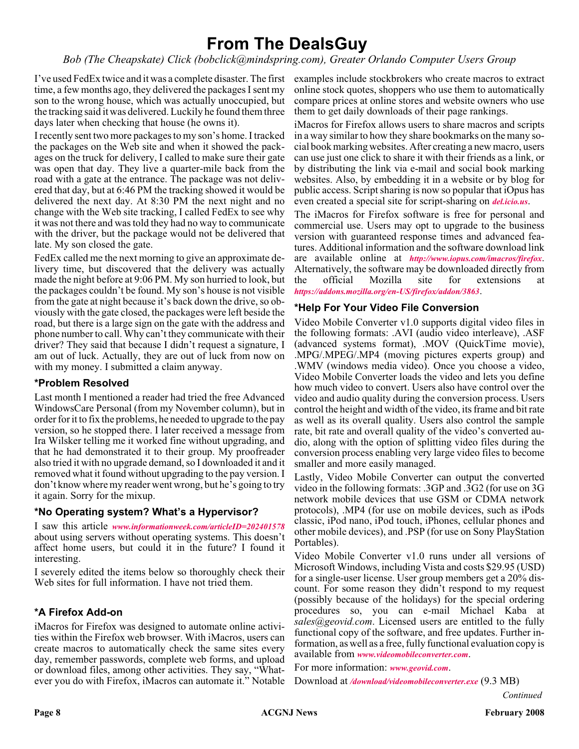# From The DealsGuy

*Bob (The Cheapskate) Click (bobclick@mindspring.com), Greater Orlando Computer Users Group*

I've used FedEx twice and it was a complete disaster. The first time, a few months ago, they delivered the packages I sent my son to the wrong house, which was actually unoccupied, but the tracking said it was delivered. Luckily he found them three days later when checking that house (he owns it).

I recently sent two more packages to my son's home. I tracked the packages on the Web site and when it showed the packages on the truck for delivery, I called to make sure their gate was open that day. They live a quarter-mile back from the road with a gate at the entrance. The package was not delivered that day, but at 6:46 PM the tracking showed it would be delivered the next day. At 8:30 PM the next night and no change with the Web site tracking, I called FedEx to see why it was not there and was told they had no way to communicate with the driver, but the package would not be delivered that late. My son closed the gate.

FedEx called me the next morning to give an approximate delivery time, but discovered that the delivery was actually made the night before at 9:06 PM. My son hurried to look, but the packages couldn't be found. My son's house is not visible from the gate at night because it's back down the drive, so obviously with the gate closed, the packages were left beside the road, but there is a large sign on the gate with the address and phone number to call. Why can't they communicate with their driver? They said that because I didn't request a signature, I am out of luck. Actually, they are out of luck from now on with my money. I submitted a claim anyway.

### *Problem Resolved

Last month I mentioned a reader had tried the free Advanced WindowsCare Personal (from my November column), but in order for it to fix the problems, he needed to upgrade to the pay version, so he stopped there. I later received a message from Ira Wilsker telling me it worked fine without upgrading, and that he had demonstrated it to their group. My proofreader also tried it with no upgrade demand, so I downloaded it and it removed what it found without upgrading to the pay version. I don't know where my reader went wrong, but he's going to try it again. Sorry for the mixup.

### *No Operating system? What's a Hypervisor?

I saw this article *www.informationweek.com/articleID=202401578* about using servers without operating systems. This doesn't affect home users, but could it in the future? I found it interesting.

I severely edited the items below so thoroughly check their Web sites for full information. I have not tried them.

### *A Firefox Add-on

iMacros for Firefox was designed to automate online activities within the Firefox web browser. With iMacros, users can create macros to automatically check the same sites every day, remember passwords, complete web forms, and upload or download files, among other activities. They say, "Whatever you do with Firefox, iMacros can automate it." Notable examples include stockbrokers who create macros to extract online stock quotes, shoppers who use them to automatically compare prices at online stores and website owners who use them to get daily downloads of their page rankings.

iMacros for Firefox allows users to share macros and scripts in a way similar to how they share bookmarks on the many social book marking websites. After creating a new macro, users can use just one click to share it with their friends as a link, or by distributing the link via e-mail and social book marking websites. Also, by embedding it in a website or by blog for public access. Script sharing is now so popular that iOpus has even created a special site for script-sharing on *del.icio.us*.

The iMacros for Firefox software is free for personal and commercial use. Users may opt to upgrade to the business version with guaranteed response times and advanced features. Additional information and the software download link are available online at *http://www.iopus.com/imacros/firefox*. Alternatively, the software may be downloaded directly from the official Mozilla site for extensions at *https://addons.mozilla.org/en-US/firefox/addon/3863*.

### *Help For Your Video File Conversion

Video Mobile Converter v1.0 supports digital video files in the following formats: .AVI (audio video interleave), .ASF (advanced systems format), .MOV (QuickTime movie), .MPG/.MPEG/.MP4 (moving pictures experts group) and .WMV (windows media video). Once you choose a video, Video Mobile Converter loads the video and lets you define how much video to convert. Users also have control over the video and audio quality during the conversion process. Users control the height and width of the video, its frame and bit rate as well as its overall quality. Users also control the sample rate, bit rate and overall quality of the video's converted audio, along with the option of splitting video files during the conversion process enabling very large video files to become smaller and more easily managed.

Lastly, Video Mobile Converter can output the converted video in the following formats: .3GP and .3G2 (for use on 3G network mobile devices that use GSM or CDMA network protocols), .MP4 (for use on mobile devices, such as iPods classic, iPod nano, iPod touch, iPhones, cellular phones and other mobile devices), and .PSP (for use on Sony PlayStation Portables).

Video Mobile Converter v1.0 runs under all versions of Microsoft Windows, including Vista and costs $29.95 (USD) for a single-user license. User group members get a 20% discount. For some reason they didn't respond to my request (possibly because of the holidays) for the special ordering procedures so, you can e-mail Michael Kaba at *sales@geovid.com*. Licensed users are entitled to the fully functional copy of the software, and free updates. Further information, as well as a free, fully functional evaluation copy is available from *www.videomobileconverter.com*.

For more information: *www.geovid.com*.

Download at */download/videomobileconverter.exe* (9.3 MB)

*Continued*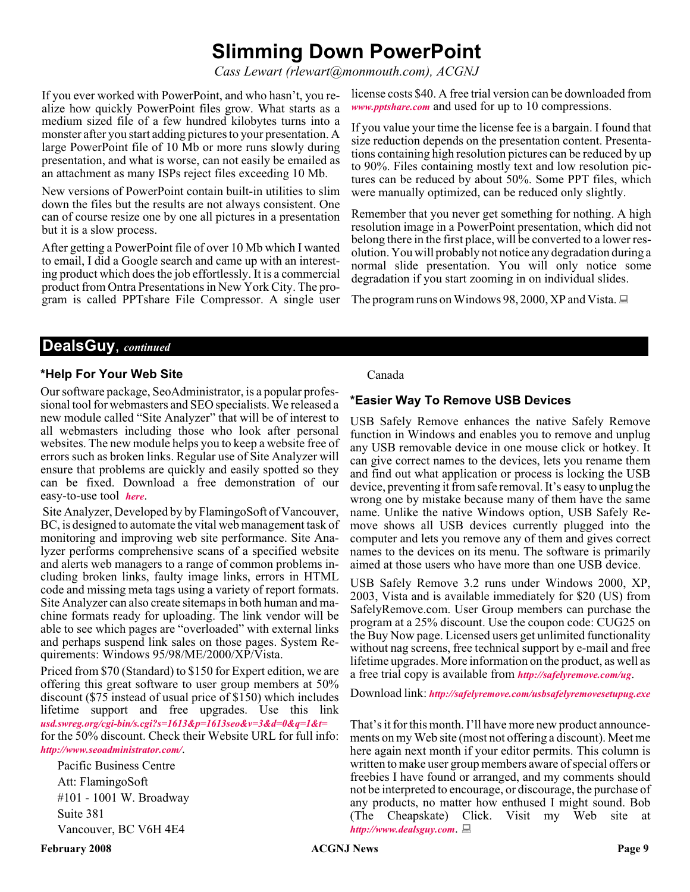# Slimming Down PowerPoint

*Cass Lewart (rlewart@monmouth.com), ACGNJ*

If you ever worked with PowerPoint, and who hasn't, you realize how quickly PowerPoint files grow. What starts as a medium sized file of a few hundred kilobytes turns into a monster after you start adding pictures to your presentation. A large PowerPoint file of 10 Mb or more runs slowly during presentation, and what is worse, can not easily be emailed as an attachment as many ISPs reject files exceeding 10 Mb.

New versions of PowerPoint contain built-in utilities to slim down the files but the results are not always consistent. One can of course resize one by one all pictures in a presentation but it is a slow process.

After getting a PowerPoint file of over 10 Mb which I wanted to email, I did a Google search and came up with an interesting product which does the job effortlessly. It is a commercial product from Ontra Presentations in New York City. The program is called PPTshare File Compressor. A single user license costs $40. A free trial version can be downloaded from ***www.pptshare.com*** and used for up to 10 compressions.

If you value your time the license fee is a bargain. I found that size reduction depends on the presentation content. Presentations containing high resolution pictures can be reduced by up to 90%. Files containing mostly text and low resolution pictures can be reduced by about 50%. Some PPT files, which were manually optimized, can be reduced only slightly.

Remember that you never get something for nothing. A high resolution image in a PowerPoint presentation, which did not belong there in the first place, will be converted to a lower resolution. You will probably not notice any degradation during a normal slide presentation. You will only notice some degradation if you start zooming in on individual slides.

The program runs on Windows 98, 2000, XP and Vista.

## DealsGuy, *continued*

### *Help For Your Web Site

Our software package, SeoAdministrator, is a popular professional tool for webmasters and SEO specialists. We released a new module called "Site Analyzer" that will be of interest to all webmasters including those who look after personal websites. The new module helps you to keep a website free of errors such as broken links. Regular use of Site Analyzer will ensure that problems are quickly and easily spotted so they can be fixed. Download a free demonstration of our easy-to-use tool ***here***.

Site Analyzer, Developed by by FlamingoSoft of Vancouver, BC, is designed to automate the vital web management task of monitoring and improving web site performance. Site Analyzer performs comprehensive scans of a specified website and alerts web managers to a range of common problems including broken links, faulty image links, errors in HTML code and missing meta tags using a variety of report formats. Site Analyzer can also create sitemaps in both human and machine formats ready for uploading. The link vendor will be able to see which pages are "overloaded" with external links and perhaps suspend link sales on those pages. System Requirements: Windows 95/98/ME/2000/XP/Vista.

Priced from $70 (Standard) to $150 for Expert edition, we are offering this great software to user group members at 50% discount ($75 instead of usual price of $150) which includes lifetime support and free upgrades. Use this link ***usd.swreg.org/cgi-bin/s.cgi?s=1613&p=1613seo&v=3&d=0&q=1&t=*** for the 50% discount. Check their Website URL for full info: ***http://www.seoadministrator.com/***.

Pacific Business Centre
Att: FlamingoSoft
#101 - 1001 W. Broadway
Suite 381
Vancouver, BC V6H 4E4
Canada

### *Easier Way To Remove USB Devices

USB Safely Remove enhances the native Safely Remove function in Windows and enables you to remove and unplug any USB removable device in one mouse click or hotkey. It can give correct names to the devices, lets you rename them and find out what application or process is locking the USB device, preventing it from safe removal. It's easy to unplug the wrong one by mistake because many of them have the same name. Unlike the native Windows option, USB Safely Remove shows all USB devices currently plugged into the computer and lets you remove any of them and gives correct names to the devices on its menu. The software is primarily aimed at those users who have more than one USB device.

USB Safely Remove 3.2 runs under Windows 2000, XP, 2003, Vista and is available immediately for $20 (US) from SafelyRemove.com. User Group members can purchase the program at a 25% discount. Use the coupon code: CUG25 on the Buy Now page. Licensed users get unlimited functionality without nag screens, free technical support by e-mail and free lifetime upgrades. More information on the product, as well as a free trial copy is available from ***http://safelyremove.com/ug***.

Download link: ***http://safelyremove.com/usbsafelyremovesetupug.exe***

That's it for this month. I'll have more new product announcements on my Web site (most not offering a discount). Meet me here again next month if your editor permits. This column is written to make user group members aware of special offers or freebies I have found or arranged, and my comments should not be interpreted to encourage, or discourage, the purchase of any products, no matter how enthused I might sound. Bob (The Cheapskate) Click. Visit my Web site at ***http://www.dealsguy.com***.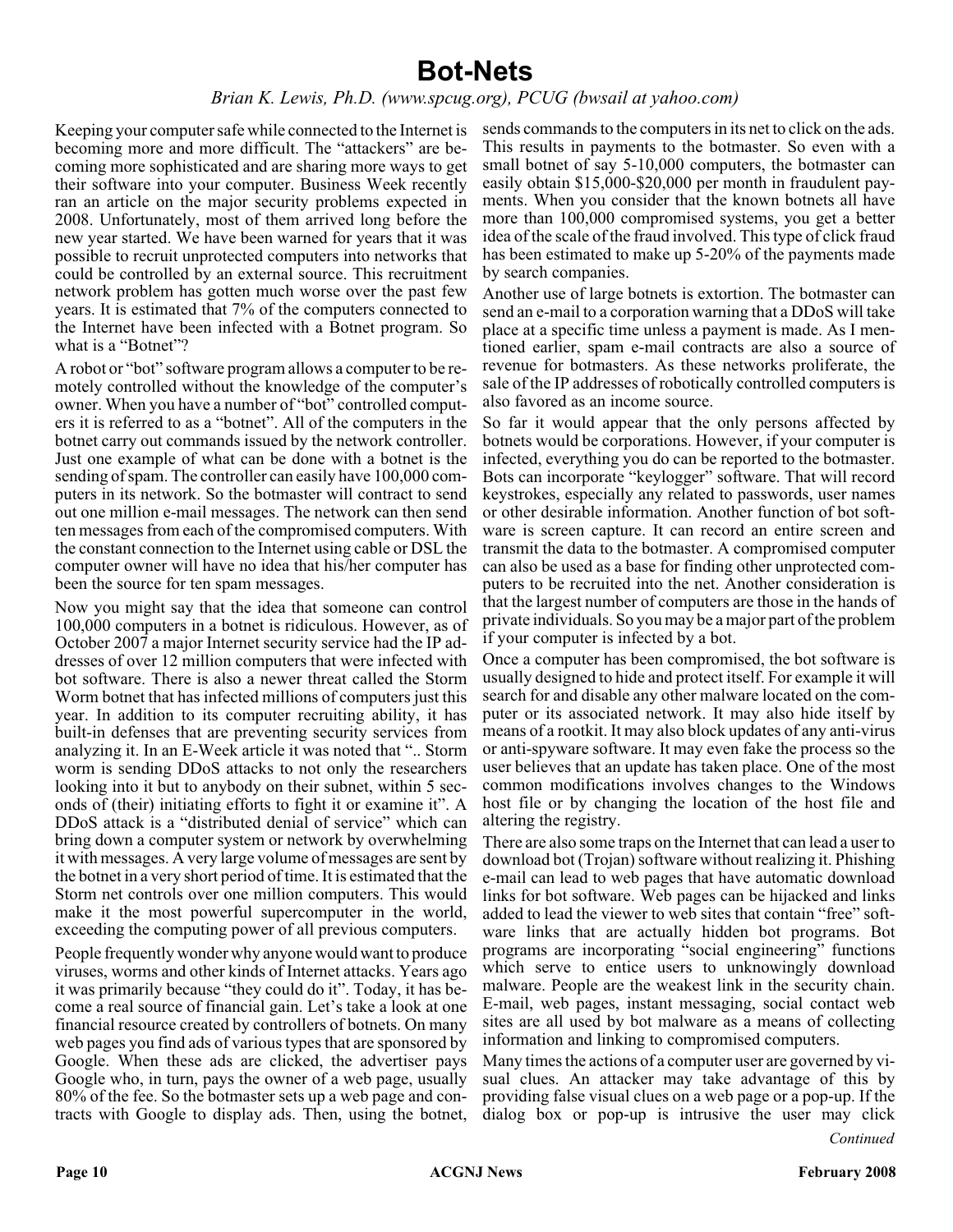# Bot-Nets

*Brian K. Lewis, Ph.D. (www.spcug.org), PCUG (bwsail at yahoo.com)*

Keeping your computer safe while connected to the Internet is becoming more and more difficult. The "attackers" are becoming more sophisticated and are sharing more ways to get their software into your computer. Business Week recently ran an article on the major security problems expected in 2008. Unfortunately, most of them arrived long before the new year started. We have been warned for years that it was possible to recruit unprotected computers into networks that could be controlled by an external source. This recruitment network problem has gotten much worse over the past few years. It is estimated that 7% of the computers connected to the Internet have been infected with a Botnet program. So what is a "Botnet"?

A robot or "bot" software program allows a computer to be remotely controlled without the knowledge of the computer's owner. When you have a number of "bot" controlled computers it is referred to as a "botnet". All of the computers in the botnet carry out commands issued by the network controller. Just one example of what can be done with a botnet is the sending of spam. The controller can easily have 100,000 computers in its network. So the botmaster will contract to send out one million e-mail messages. The network can then send ten messages from each of the compromised computers. With the constant connection to the Internet using cable or DSL the computer owner will have no idea that his/her computer has been the source for ten spam messages.

Now you might say that the idea that someone can control 100,000 computers in a botnet is ridiculous. However, as of October 2007 a major Internet security service had the IP addresses of over 12 million computers that were infected with bot software. There is also a newer threat called the Storm Worm botnet that has infected millions of computers just this year. In addition to its computer recruiting ability, it has built-in defenses that are preventing security services from analyzing it. In an E-Week article it was noted that ".. Storm worm is sending DDoS attacks to not only the researchers looking into it but to anybody on their subnet, within 5 seconds of (their) initiating efforts to fight it or examine it". A DDoS attack is a "distributed denial of service" which can bring down a computer system or network by overwhelming it with messages. A very large volume of messages are sent by the botnet in a very short period of time. It is estimated that the Storm net controls over one million computers. This would make it the most powerful supercomputer in the world, exceeding the computing power of all previous computers.

People frequently wonder why anyone would want to produce viruses, worms and other kinds of Internet attacks. Years ago it was primarily because "they could do it". Today, it has become a real source of financial gain. Let's take a look at one financial resource created by controllers of botnets. On many web pages you find ads of various types that are sponsored by Google. When these ads are clicked, the advertiser pays Google who, in turn, pays the owner of a web page, usually 80% of the fee. So the botmaster sets up a web page and contracts with Google to display ads. Then, using the botnet, sends commands to the computers in its net to click on the ads. This results in payments to the botmaster. So even with a small botnet of say 5-10,000 computers, the botmaster can easily obtain $15,000-$20,000 per month in fraudulent payments. When you consider that the known botnets all have more than 100,000 compromised systems, you get a better idea of the scale of the fraud involved. This type of click fraud has been estimated to make up 5-20% of the payments made by search companies.

Another use of large botnets is extortion. The botmaster can send an e-mail to a corporation warning that a DDoS will take place at a specific time unless a payment is made. As I mentioned earlier, spam e-mail contracts are also a source of revenue for botmasters. As these networks proliferate, the sale of the IP addresses of robotically controlled computers is also favored as an income source.

So far it would appear that the only persons affected by botnets would be corporations. However, if your computer is infected, everything you do can be reported to the botmaster. Bots can incorporate "keylogger" software. That will record keystrokes, especially any related to passwords, user names or other desirable information. Another function of bot software is screen capture. It can record an entire screen and transmit the data to the botmaster. A compromised computer can also be used as a base for finding other unprotected computers to be recruited into the net. Another consideration is that the largest number of computers are those in the hands of private individuals. So you may be a major part of the problem if your computer is infected by a bot.

Once a computer has been compromised, the bot software is usually designed to hide and protect itself. For example it will search for and disable any other malware located on the computer or its associated network. It may also hide itself by means of a rootkit. It may also block updates of any anti-virus or anti-spyware software. It may even fake the process so the user believes that an update has taken place. One of the most common modifications involves changes to the Windows host file or by changing the location of the host file and altering the registry.

There are also some traps on the Internet that can lead a user to download bot (Trojan) software without realizing it. Phishing e-mail can lead to web pages that have automatic download links for bot software. Web pages can be hijacked and links added to lead the viewer to web sites that contain "free" software links that are actually hidden bot programs. Bot programs are incorporating "social engineering" functions which serve to entice users to unknowingly download malware. People are the weakest link in the security chain. E-mail, web pages, instant messaging, social contact web sites are all used by bot malware as a means of collecting information and linking to compromised computers.

Many times the actions of a computer user are governed by visual clues. An attacker may take advantage of this by providing false visual clues on a web page or a pop-up. If the dialog box or pop-up is intrusive the user may click

*Continued*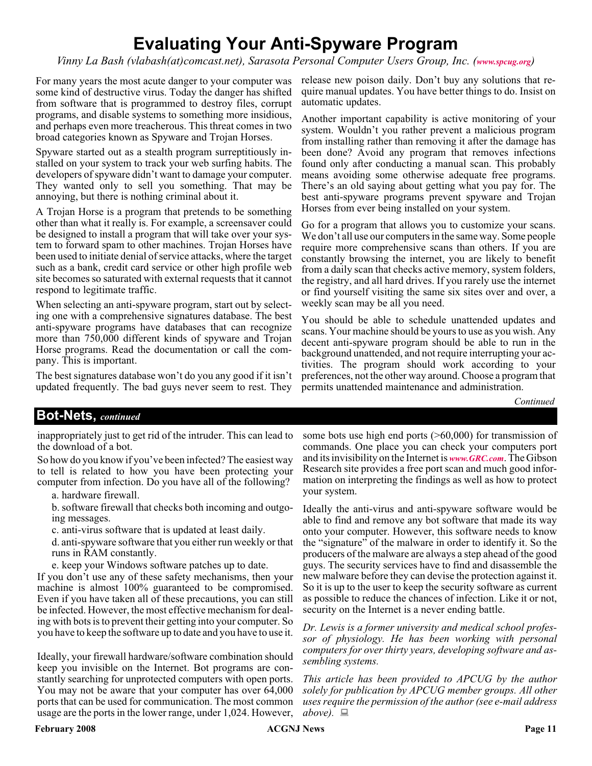# Evaluating Your Anti-Spyware Program

*Vinny La Bash (vlabash(at)comcast.net), Sarasota Personal Computer Users Group, Inc. (www.spcug.org)*

For many years the most acute danger to your computer was some kind of destructive virus. Today the danger has shifted from software that is programmed to destroy files, corrupt programs, and disable systems to something more insidious, and perhaps even more treacherous. This threat comes in two broad categories known as Spyware and Trojan Horses.

Spyware started out as a stealth program surreptitiously installed on your system to track your web surfing habits. The developers of spyware didn't want to damage your computer. They wanted only to sell you something. That may be annoying, but there is nothing criminal about it.

A Trojan Horse is a program that pretends to be something other than what it really is. For example, a screensaver could be designed to install a program that will take over your system to forward spam to other machines. Trojan Horses have been used to initiate denial of service attacks, where the target such as a bank, credit card service or other high profile web site becomes so saturated with external requests that it cannot respond to legitimate traffic.

When selecting an anti-spyware program, start out by selecting one with a comprehensive signatures database. The best anti-spyware programs have databases that can recognize more than 750,000 different kinds of spyware and Trojan Horse programs. Read the documentation or call the company. This is important.

The best signatures database won't do you any good if it isn't updated frequently. The bad guys never seem to rest. They release new poison daily. Don't buy any solutions that require manual updates. You have better things to do. Insist on automatic updates.

Another important capability is active monitoring of your system. Wouldn't you rather prevent a malicious program from installing rather than removing it after the damage has been done? Avoid any program that removes infections found only after conducting a manual scan. This probably means avoiding some otherwise adequate free programs. There's an old saying about getting what you pay for. The best anti-spyware programs prevent spyware and Trojan Horses from ever being installed on your system.

Go for a program that allows you to customize your scans. We don't all use our computers in the same way. Some people require more comprehensive scans than others. If you are constantly browsing the internet, you are likely to benefit from a daily scan that checks active memory, system folders, the registry, and all hard drives. If you rarely use the internet or find yourself visiting the same six sites over and over, a weekly scan may be all you need.

You should be able to schedule unattended updates and scans. Your machine should be yours to use as you wish. Any decent anti-spyware program should be able to run in the background unattended, and not require interrupting your activities. The program should work according to your preferences, not the other way around. Choose a program that permits unattended maintenance and administration.

*Continued*

## Bot-Nets, *continued*

inappropriately just to get rid of the intruder. This can lead to the download of a bot.

So how do you know if you've been infected? The easiest way to tell is related to how you have been protecting your computer from infection. Do you have all of the following?

a. hardware firewall.

b. software firewall that checks both incoming and outgoing messages.

c. anti-virus software that is updated at least daily.

d. anti-spyware software that you either run weekly or that runs in RAM constantly.

e. keep your Windows software patches up to date.

If you don't use any of these safety mechanisms, then your machine is almost 100% guaranteed to be compromised. Even if you have taken all of these precautions, you can still be infected. However, the most effective mechanism for dealing with bots is to prevent their getting into your computer. So you have to keep the software up to date and you have to use it.

Ideally, your firewall hardware/software combination should keep you invisible on the Internet. Bot programs are constantly searching for unprotected computers with open ports. You may not be aware that your computer has over 64,000 ports that can be used for communication. The most common usage are the ports in the lower range, under 1,024. However, some bots use high end ports (>60,000) for transmission of commands. One place you can check your computers port and its invisibility on the Internet is *www.GRC.com*. The Gibson Research site provides a free port scan and much good information on interpreting the findings as well as how to protect your system.

Ideally the anti-virus and anti-spyware software would be able to find and remove any bot software that made its way onto your computer. However, this software needs to know the "signature" of the malware in order to identify it. So the producers of the malware are always a step ahead of the good guys. The security services have to find and disassemble the new malware before they can devise the protection against it. So it is up to the user to keep the security software as current as possible to reduce the chances of infection. Like it or not, security on the Internet is a never ending battle.

*Dr. Lewis is a former university and medical school professor of physiology. He has been working with personal computers for over thirty years, developing software and assembling systems.*

*This article has been provided to APCUG by the author solely for publication by APCUG member groups. All other uses require the permission of the author (see e-mail address above).*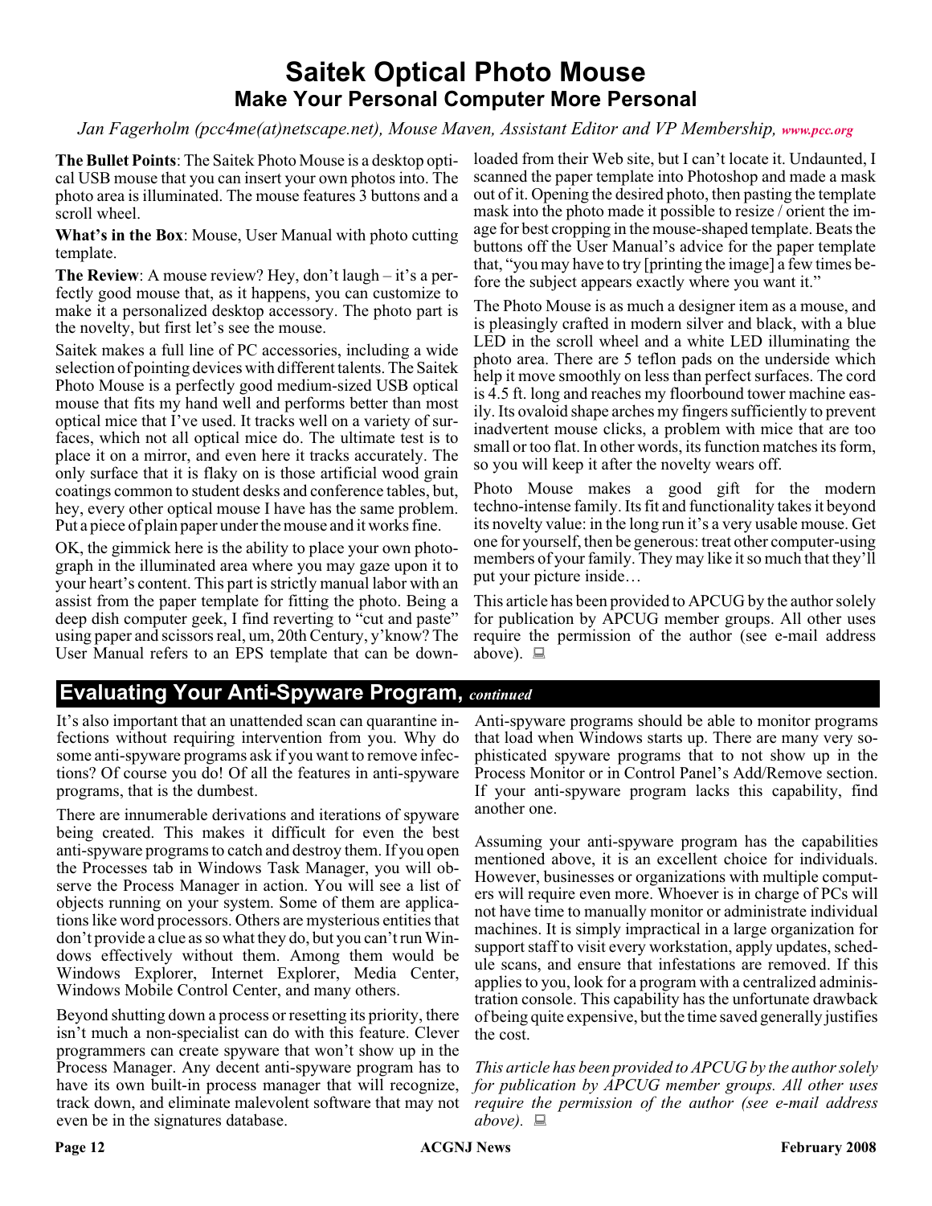# Saitek Optical Photo Mouse

## Make Your Personal Computer More Personal

*Jan Fagerholm (pcc4me(at)netscape.net), Mouse Maven, Assistant Editor and VP Membership, www.pcc.org*

**The Bullet Points**: The Saitek Photo Mouse is a desktop optical USB mouse that you can insert your own photos into. The photo area is illuminated. The mouse features 3 buttons and a scroll wheel.

**What's in the Box**: Mouse, User Manual with photo cutting template.

**The Review**: A mouse review? Hey, don't laugh – it's a perfectly good mouse that, as it happens, you can customize to make it a personalized desktop accessory. The photo part is the novelty, but first let's see the mouse.

Saitek makes a full line of PC accessories, including a wide selection of pointing devices with different talents. The Saitek Photo Mouse is a perfectly good medium-sized USB optical mouse that fits my hand well and performs better than most optical mice that I've used. It tracks well on a variety of surfaces, which not all optical mice do. The ultimate test is to place it on a mirror, and even here it tracks accurately. The only surface that it is flaky on is those artificial wood grain coatings common to student desks and conference tables, but, hey, every other optical mouse I have has the same problem. Put a piece of plain paper under the mouse and it works fine.

OK, the gimmick here is the ability to place your own photograph in the illuminated area where you may gaze upon it to your heart's content. This part is strictly manual labor with an assist from the paper template for fitting the photo. Being a deep dish computer geek, I find reverting to "cut and paste" using paper and scissors real, um, 20th Century, y'know? The User Manual refers to an EPS template that can be downloaded from their Web site, but I can't locate it. Undaunted, I scanned the paper template into Photoshop and made a mask out of it. Opening the desired photo, then pasting the template mask into the photo made it possible to resize / orient the image for best cropping in the mouse-shaped template. Beats the buttons off the User Manual's advice for the paper template that, "you may have to try [printing the image] a few times before the subject appears exactly where you want it."

The Photo Mouse is as much a designer item as a mouse, and is pleasingly crafted in modern silver and black, with a blue LED in the scroll wheel and a white LED illuminating the photo area. There are 5 teflon pads on the underside which help it move smoothly on less than perfect surfaces. The cord is 4.5 ft. long and reaches my floorbound tower machine easily. Its ovaloid shape arches my fingers sufficiently to prevent inadvertent mouse clicks, a problem with mice that are too small or too flat. In other words, its function matches its form, so you will keep it after the novelty wears off.

Photo Mouse makes a good gift for the modern techno-intense family. Its fit and functionality takes it beyond its novelty value: in the long run it's a very usable mouse. Get one for yourself, then be generous: treat other computer-using members of your family. They may like it so much that they'll put your picture inside…

This article has been provided to APCUG by the author solely for publication by APCUG member groups. All other uses require the permission of the author (see e-mail address above).

## Evaluating Your Anti-Spyware Program, *continued*

It's also important that an unattended scan can quarantine infections without requiring intervention from you. Why do some anti-spyware programs ask if you want to remove infections? Of course you do! Of all the features in anti-spyware programs, that is the dumbest.

There are innumerable derivations and iterations of spyware being created. This makes it difficult for even the best anti-spyware programs to catch and destroy them. If you open the Processes tab in Windows Task Manager, you will observe the Process Manager in action. You will see a list of objects running on your system. Some of them are applications like word processors. Others are mysterious entities that don't provide a clue as so what they do, but you can't run Windows effectively without them. Among them would be Windows Explorer, Internet Explorer, Media Center, Windows Mobile Control Center, and many others.

Beyond shutting down a process or resetting its priority, there isn't much a non-specialist can do with this feature. Clever programmers can create spyware that won't show up in the Process Manager. Any decent anti-spyware program has to have its own built-in process manager that will recognize, track down, and eliminate malevolent software that may not even be in the signatures database.

Anti-spyware programs should be able to monitor programs that load when Windows starts up. There are many very sophisticated spyware programs that to not show up in the Process Monitor or in Control Panel's Add/Remove section. If your anti-spyware program lacks this capability, find another one.

Assuming your anti-spyware program has the capabilities mentioned above, it is an excellent choice for individuals. However, businesses or organizations with multiple computers will require even more. Whoever is in charge of PCs will not have time to manually monitor or administrate individual machines. It is simply impractical in a large organization for support staff to visit every workstation, apply updates, schedule scans, and ensure that infestations are removed. If this applies to you, look for a program with a centralized administration console. This capability has the unfortunate drawback of being quite expensive, but the time saved generally justifies the cost.

*This article has been provided to APCUG by the author solely for publication by APCUG member groups. All other uses require the permission of the author (see e-mail address above).*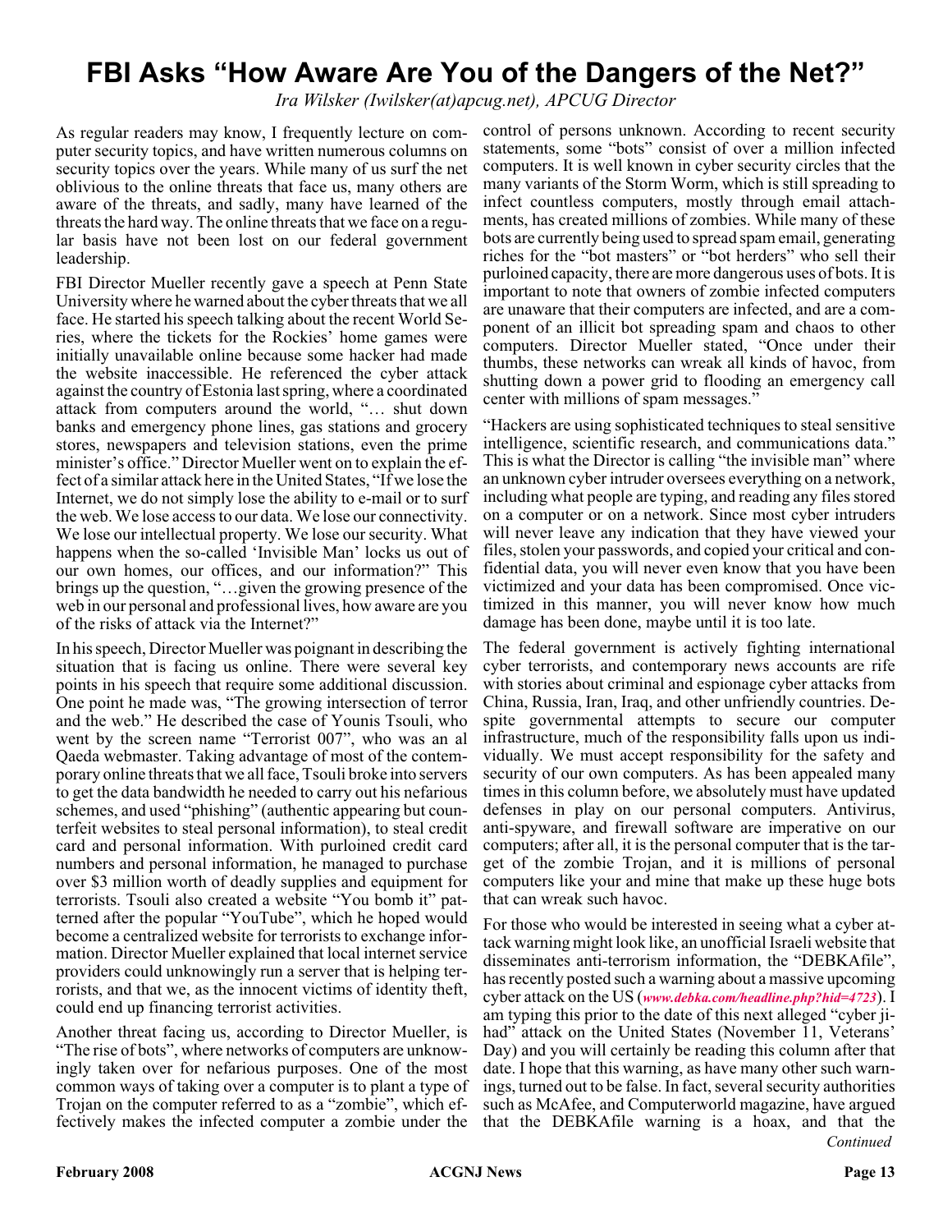# FBI Asks "How Aware Are You of the Dangers of the Net?"

*Ira Wilsker (Iwilsker(at)apcug.net), APCUG Director*

As regular readers may know, I frequently lecture on computer security topics, and have written numerous columns on security topics over the years. While many of us surf the net oblivious to the online threats that face us, many others are aware of the threats, and sadly, many have learned of the threats the hard way. The online threats that we face on a regular basis have not been lost on our federal government leadership.

FBI Director Mueller recently gave a speech at Penn State University where he warned about the cyber threats that we all face. He started his speech talking about the recent World Series, where the tickets for the Rockies' home games were initially unavailable online because some hacker had made the website inaccessible. He referenced the cyber attack against the country of Estonia last spring, where a coordinated attack from computers around the world, "… shut down banks and emergency phone lines, gas stations and grocery stores, newspapers and television stations, even the prime minister's office." Director Mueller went on to explain the effect of a similar attack here in the United States, "If we lose the Internet, we do not simply lose the ability to e-mail or to surf the web. We lose access to our data. We lose our connectivity. We lose our intellectual property. We lose our security. What happens when the so-called 'Invisible Man' locks us out of our own homes, our offices, and our information?" This brings up the question, "…given the growing presence of the web in our personal and professional lives, how aware are you of the risks of attack via the Internet?"

In his speech, Director Mueller was poignant in describing the situation that is facing us online. There were several key points in his speech that require some additional discussion. One point he made was, "The growing intersection of terror and the web." He described the case of Younis Tsouli, who went by the screen name "Terrorist 007", who was an al Qaeda webmaster. Taking advantage of most of the contemporary online threats that we all face, Tsouli broke into servers to get the data bandwidth he needed to carry out his nefarious schemes, and used "phishing" (authentic appearing but counterfeit websites to steal personal information), to steal credit card and personal information. With purloined credit card numbers and personal information, he managed to purchase over $3 million worth of deadly supplies and equipment for terrorists. Tsouli also created a website "You bomb it" patterned after the popular "YouTube", which he hoped would become a centralized website for terrorists to exchange information. Director Mueller explained that local internet service providers could unknowingly run a server that is helping terrorists, and that we, as the innocent victims of identity theft, could end up financing terrorist activities.

Another threat facing us, according to Director Mueller, is "The rise of bots", where networks of computers are unknowingly taken over for nefarious purposes. One of the most common ways of taking over a computer is to plant a type of Trojan on the computer referred to as a "zombie", which effectively makes the infected computer a zombie under the control of persons unknown. According to recent security statements, some "bots" consist of over a million infected computers. It is well known in cyber security circles that the many variants of the Storm Worm, which is still spreading to infect countless computers, mostly through email attachments, has created millions of zombies. While many of these bots are currently being used to spread spam email, generating riches for the "bot masters" or "bot herders" who sell their purloined capacity, there are more dangerous uses of bots. It is important to note that owners of zombie infected computers are unaware that their computers are infected, and are a component of an illicit bot spreading spam and chaos to other computers. Director Mueller stated, "Once under their thumbs, these networks can wreak all kinds of havoc, from shutting down a power grid to flooding an emergency call center with millions of spam messages."

"Hackers are using sophisticated techniques to steal sensitive intelligence, scientific research, and communications data." This is what the Director is calling "the invisible man" where an unknown cyber intruder oversees everything on a network, including what people are typing, and reading any files stored on a computer or on a network. Since most cyber intruders will never leave any indication that they have viewed your files, stolen your passwords, and copied your critical and confidential data, you will never even know that you have been victimized and your data has been compromised. Once victimized in this manner, you will never know how much damage has been done, maybe until it is too late.

The federal government is actively fighting international cyber terrorists, and contemporary news accounts are rife with stories about criminal and espionage cyber attacks from China, Russia, Iran, Iraq, and other unfriendly countries. Despite governmental attempts to secure our computer infrastructure, much of the responsibility falls upon us individually. We must accept responsibility for the safety and security of our own computers. As has been appealed many times in this column before, we absolutely must have updated defenses in play on our personal computers. Antivirus, anti-spyware, and firewall software are imperative on our computers; after all, it is the personal computer that is the target of the zombie Trojan, and it is millions of personal computers like your and mine that make up these huge bots that can wreak such havoc.

For those who would be interested in seeing what a cyber attack warning might look like, an unofficial Israeli website that disseminates anti-terrorism information, the "DEBKAfile", has recently posted such a warning about a massive upcoming cyber attack on the US (*www.debka.com/headline.php?hid=4723*). I am typing this prior to the date of this next alleged "cyber jihad" attack on the United States (November 11, Veterans' Day) and you will certainly be reading this column after that date. I hope that this warning, as have many other such warnings, turned out to be false. In fact, several security authorities such as McAfee, and Computerworld magazine, have argued that the DEBKAfile warning is a hoax, and that the

*Continued*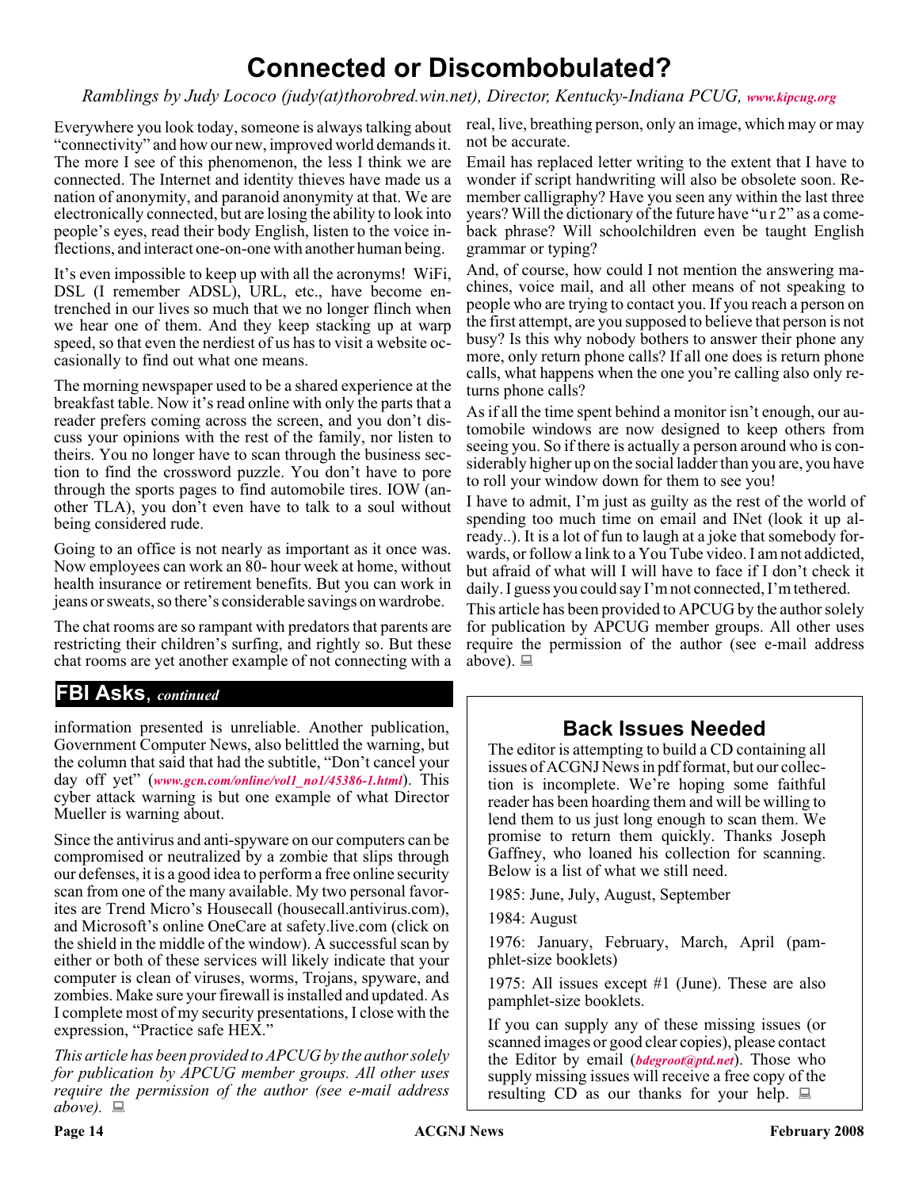# Connected or Discombobulated?

*Ramblings by Judy Lococo (judy(at)thorobred.win.net), Director, Kentucky-Indiana PCUG, www.kipcug.org*

Everywhere you look today, someone is always talking about "connectivity" and how our new, improved world demands it. The more I see of this phenomenon, the less I think we are connected. The Internet and identity thieves have made us a nation of anonymity, and paranoid anonymity at that. We are electronically connected, but are losing the ability to look into people's eyes, read their body English, listen to the voice inflections, and interact one-on-one with another human being.

It's even impossible to keep up with all the acronyms! WiFi, DSL (I remember ADSL), URL, etc., have become entrenched in our lives so much that we no longer flinch when we hear one of them. And they keep stacking up at warp speed, so that even the nerdiest of us has to visit a website occasionally to find out what one means.

The morning newspaper used to be a shared experience at the breakfast table. Now it's read online with only the parts that a reader prefers coming across the screen, and you don't discuss your opinions with the rest of the family, nor listen to theirs. You no longer have to scan through the business section to find the crossword puzzle. You don't have to pore through the sports pages to find automobile tires. IOW (another TLA), you don't even have to talk to a soul without being considered rude.

Going to an office is not nearly as important as it once was. Now employees can work an 80- hour week at home, without health insurance or retirement benefits. But you can work in jeans or sweats, so there's considerable savings on wardrobe.

The chat rooms are so rampant with predators that parents are restricting their children's surfing, and rightly so. But these chat rooms are yet another example of not connecting with a real, live, breathing person, only an image, which may or may not be accurate.

Email has replaced letter writing to the extent that I have to wonder if script handwriting will also be obsolete soon. Remember calligraphy? Have you seen any within the last three years? Will the dictionary of the future have "u r 2" as a comeback phrase? Will schoolchildren even be taught English grammar or typing?

And, of course, how could I not mention the answering machines, voice mail, and all other means of not speaking to people who are trying to contact you. If you reach a person on the first attempt, are you supposed to believe that person is not busy? Is this why nobody bothers to answer their phone any more, only return phone calls? If all one does is return phone calls, what happens when the one you're calling also only returns phone calls?

As if all the time spent behind a monitor isn't enough, our automobile windows are now designed to keep others from seeing you. So if there is actually a person around who is considerably higher up on the social ladder than you are, you have to roll your window down for them to see you!

I have to admit, I'm just as guilty as the rest of the world of spending too much time on email and INet (look it up already..). It is a lot of fun to laugh at a joke that somebody forwards, or follow a link to a You Tube video. I am not addicted, but afraid of what will I will have to face if I don't check it daily. I guess you could say I'm not connected, I'm tethered.

This article has been provided to APCUG by the author solely for publication by APCUG member groups. All other uses require the permission of the author (see e-mail address above).

## FBI Asks, *continued*

information presented is unreliable. Another publication, Government Computer News, also belittled the warning, but the column that said that had the subtitle, "Don't cancel your day off yet" (*www.gcn.com/online/vol1_no1/45386-1.html*). This cyber attack warning is but one example of what Director Mueller is warning about.

Since the antivirus and anti-spyware on our computers can be compromised or neutralized by a zombie that slips through our defenses, it is a good idea to perform a free online security scan from one of the many available. My two personal favorites are Trend Micro's Housecall (housecall.antivirus.com), and Microsoft's online OneCare at safety.live.com (click on the shield in the middle of the window). A successful scan by either or both of these services will likely indicate that your computer is clean of viruses, worms, Trojans, spyware, and zombies. Make sure your firewall is installed and updated. As I complete most of my security presentations, I close with the expression, "Practice safe HEX."

*This article has been provided to APCUG by the author solely for publication by APCUG member groups. All other uses require the permission of the author (see e-mail address above).*

## Back Issues Needed

The editor is attempting to build a CD containing all issues of ACGNJ News in pdf format, but our collection is incomplete. We're hoping some faithful reader has been hoarding them and will be willing to lend them to us just long enough to scan them. We promise to return them quickly. Thanks Joseph Gaffney, who loaned his collection for scanning. Below is a list of what we still need.

1985: June, July, August, September

1984: August

1976: January, February, March, April (pamphlet-size booklets)

1975: All issues except #1 (June). These are also pamphlet-size booklets.

If you can supply any of these missing issues (or scanned images or good clear copies), please contact the Editor by email (*bdegroot@ptd.net*). Those who supply missing issues will receive a free copy of the resulting CD as our thanks for your help.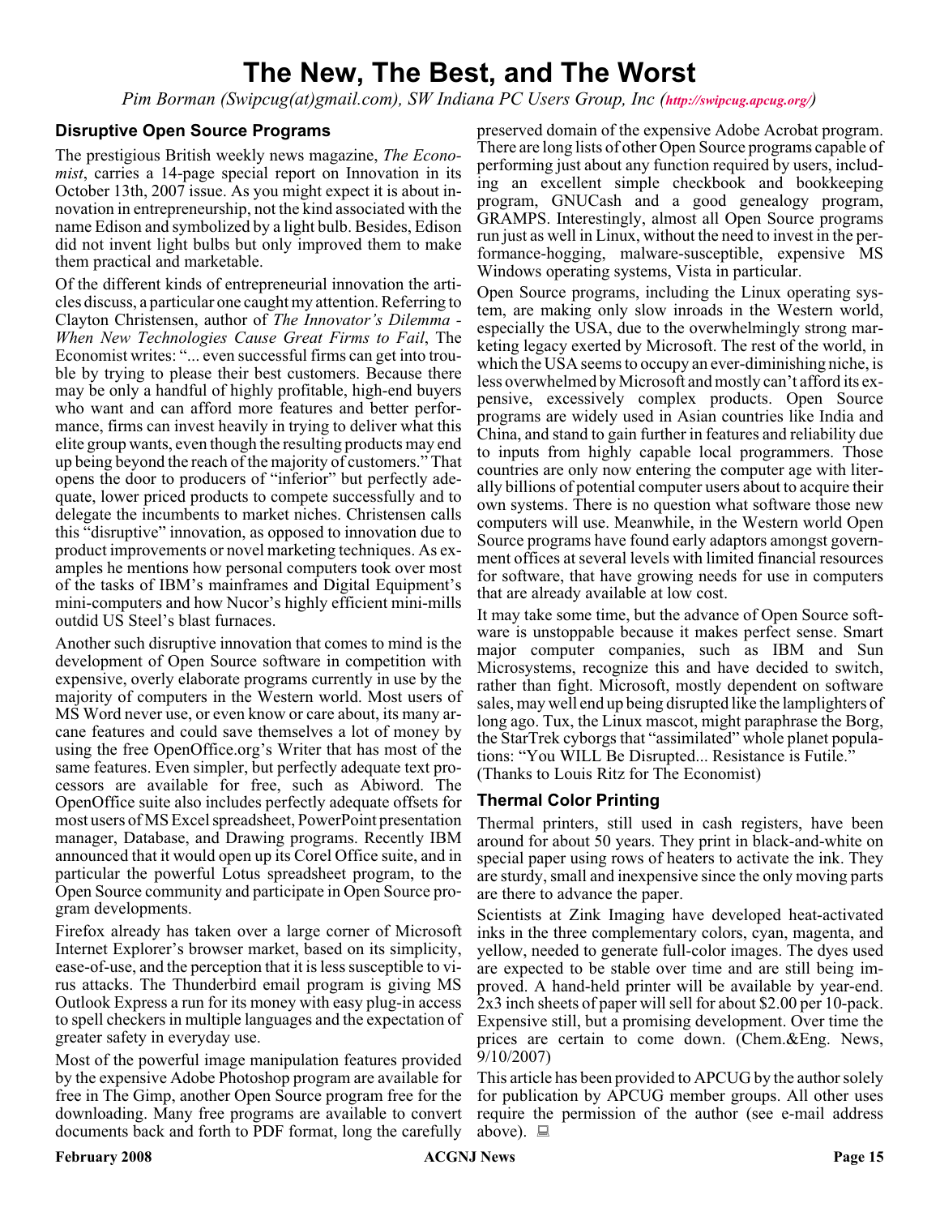# The New, The Best, and The Worst

*Pim Borman (Swipcug(at)gmail.com), SW Indiana PC Users Group, Inc (http://swipcug.apcug.org/)*

## Disruptive Open Source Programs

The prestigious British weekly news magazine, *The Economist*, carries a 14-page special report on Innovation in its October 13th, 2007 issue. As you might expect it is about innovation in entrepreneurship, not the kind associated with the name Edison and symbolized by a light bulb. Besides, Edison did not invent light bulbs but only improved them to make them practical and marketable.

Of the different kinds of entrepreneurial innovation the articles discuss, a particular one caught my attention. Referring to Clayton Christensen, author of *The Innovator's Dilemma - When New Technologies Cause Great Firms to Fail*, The Economist writes: "... even successful firms can get into trouble by trying to please their best customers. Because there may be only a handful of highly profitable, high-end buyers who want and can afford more features and better performance, firms can invest heavily in trying to deliver what this elite group wants, even though the resulting products may end up being beyond the reach of the majority of customers." That opens the door to producers of "inferior" but perfectly adequate, lower priced products to compete successfully and to delegate the incumbents to market niches. Christensen calls this "disruptive" innovation, as opposed to innovation due to product improvements or novel marketing techniques. As examples he mentions how personal computers took over most of the tasks of IBM's mainframes and Digital Equipment's mini-computers and how Nucor's highly efficient mini-mills outdid US Steel's blast furnaces.

Another such disruptive innovation that comes to mind is the development of Open Source software in competition with expensive, overly elaborate programs currently in use by the majority of computers in the Western world. Most users of MS Word never use, or even know or care about, its many arcane features and could save themselves a lot of money by using the free OpenOffice.org's Writer that has most of the same features. Even simpler, but perfectly adequate text processors are available for free, such as Abiword. The OpenOffice suite also includes perfectly adequate offsets for most users of MS Excel spreadsheet, PowerPoint presentation manager, Database, and Drawing programs. Recently IBM announced that it would open up its Corel Office suite, and in particular the powerful Lotus spreadsheet program, to the Open Source community and participate in Open Source program developments.

Firefox already has taken over a large corner of Microsoft Internet Explorer's browser market, based on its simplicity, ease-of-use, and the perception that it is less susceptible to virus attacks. The Thunderbird email program is giving MS Outlook Express a run for its money with easy plug-in access to spell checkers in multiple languages and the expectation of greater safety in everyday use.

Most of the powerful image manipulation features provided by the expensive Adobe Photoshop program are available for free in The Gimp, another Open Source program free for the downloading. Many free programs are available to convert documents back and forth to PDF format, long the carefully preserved domain of the expensive Adobe Acrobat program. There are long lists of other Open Source programs capable of performing just about any function required by users, including an excellent simple checkbook and bookkeeping program, GNUCash and a good genealogy program, GRAMPS. Interestingly, almost all Open Source programs run just as well in Linux, without the need to invest in the performance-hogging, malware-susceptible, expensive MS Windows operating systems, Vista in particular.

Open Source programs, including the Linux operating system, are making only slow inroads in the Western world, especially the USA, due to the overwhelmingly strong marketing legacy exerted by Microsoft. The rest of the world, in which the USA seems to occupy an ever-diminishing niche, is less overwhelmed by Microsoft and mostly can't afford its expensive, excessively complex products. Open Source programs are widely used in Asian countries like India and China, and stand to gain further in features and reliability due to inputs from highly capable local programmers. Those countries are only now entering the computer age with literally billions of potential computer users about to acquire their own systems. There is no question what software those new computers will use. Meanwhile, in the Western world Open Source programs have found early adaptors amongst government offices at several levels with limited financial resources for software, that have growing needs for use in computers that are already available at low cost.

It may take some time, but the advance of Open Source software is unstoppable because it makes perfect sense. Smart major computer companies, such as IBM and Sun Microsystems, recognize this and have decided to switch, rather than fight. Microsoft, mostly dependent on software sales, may well end up being disrupted like the lamplighters of long ago. Tux, the Linux mascot, might paraphrase the Borg, the StarTrek cyborgs that "assimilated" whole planet populations: "You WILL Be Disrupted... Resistance is Futile." (Thanks to Louis Ritz for The Economist)

## Thermal Color Printing

Thermal printers, still used in cash registers, have been around for about 50 years. They print in black-and-white on special paper using rows of heaters to activate the ink. They are sturdy, small and inexpensive since the only moving parts are there to advance the paper.

Scientists at Zink Imaging have developed heat-activated inks in the three complementary colors, cyan, magenta, and yellow, needed to generate full-color images. The dyes used are expected to be stable over time and are still being improved. A hand-held printer will be available by year-end. 2x3 inch sheets of paper will sell for about $2.00 per 10-pack. Expensive still, but a promising development. Over time the prices are certain to come down. (Chem.&Eng. News, 9/10/2007)

This article has been provided to APCUG by the author solely for publication by APCUG member groups. All other uses require the permission of the author (see e-mail address above).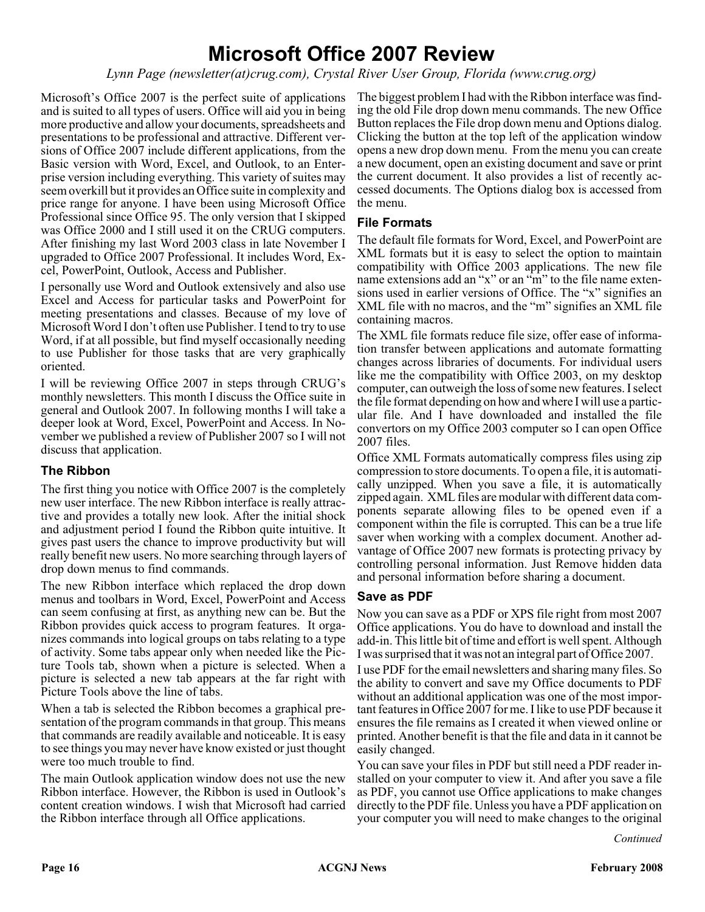# Microsoft Office 2007 Review

*Lynn Page (newsletter(at)crug.com), Crystal River User Group, Florida (www.crug.org)*

Microsoft's Office 2007 is the perfect suite of applications and is suited to all types of users. Office will aid you in being more productive and allow your documents, spreadsheets and presentations to be professional and attractive. Different versions of Office 2007 include different applications, from the Basic version with Word, Excel, and Outlook, to an Enterprise version including everything. This variety of suites may seem overkill but it provides an Office suite in complexity and price range for anyone. I have been using Microsoft Office Professional since Office 95. The only version that I skipped was Office 2000 and I still used it on the CRUG computers. After finishing my last Word 2003 class in late November I upgraded to Office 2007 Professional. It includes Word, Excel, PowerPoint, Outlook, Access and Publisher.

I personally use Word and Outlook extensively and also use Excel and Access for particular tasks and PowerPoint for meeting presentations and classes. Because of my love of Microsoft Word I don't often use Publisher. I tend to try to use Word, if at all possible, but find myself occasionally needing to use Publisher for those tasks that are very graphically oriented.

I will be reviewing Office 2007 in steps through CRUG's monthly newsletters. This month I discuss the Office suite in general and Outlook 2007. In following months I will take a deeper look at Word, Excel, PowerPoint and Access. In November we published a review of Publisher 2007 so I will not discuss that application.

### The Ribbon

The first thing you notice with Office 2007 is the completely new user interface. The new Ribbon interface is really attractive and provides a totally new look. After the initial shock and adjustment period I found the Ribbon quite intuitive. It gives past users the chance to improve productivity but will really benefit new users. No more searching through layers of drop down menus to find commands.

The new Ribbon interface which replaced the drop down menus and toolbars in Word, Excel, PowerPoint and Access can seem confusing at first, as anything new can be. But the Ribbon provides quick access to program features. It organizes commands into logical groups on tabs relating to a type of activity. Some tabs appear only when needed like the Picture Tools tab, shown when a picture is selected. When a picture is selected a new tab appears at the far right with Picture Tools above the line of tabs.

When a tab is selected the Ribbon becomes a graphical presentation of the program commands in that group. This means that commands are readily available and noticeable. It is easy to see things you may never have know existed or just thought were too much trouble to find.

The main Outlook application window does not use the new Ribbon interface. However, the Ribbon is used in Outlook's content creation windows. I wish that Microsoft had carried the Ribbon interface through all Office applications.

The biggest problem I had with the Ribbon interface was finding the old File drop down menu commands. The new Office Button replaces the File drop down menu and Options dialog. Clicking the button at the top left of the application window opens a new drop down menu. From the menu you can create a new document, open an existing document and save or print the current document. It also provides a list of recently accessed documents. The Options dialog box is accessed from the menu.

### File Formats

The default file formats for Word, Excel, and PowerPoint are XML formats but it is easy to select the option to maintain compatibility with Office 2003 applications. The new file name extensions add an "x" or an "m" to the file name extensions used in earlier versions of Office. The "x" signifies an XML file with no macros, and the "m" signifies an XML file containing macros.

The XML file formats reduce file size, offer ease of information transfer between applications and automate formatting changes across libraries of documents. For individual users like me the compatibility with Office 2003, on my desktop computer, can outweigh the loss of some new features. I select the file format depending on how and where I will use a particular file. And I have downloaded and installed the file convertors on my Office 2003 computer so I can open Office 2007 files.

Office XML Formats automatically compress files using zip compression to store documents. To open a file, it is automatically unzipped. When you save a file, it is automatically zipped again. XML files are modular with different data components separate allowing files to be opened even if a component within the file is corrupted. This can be a true life saver when working with a complex document. Another advantage of Office 2007 new formats is protecting privacy by controlling personal information. Just Remove hidden data and personal information before sharing a document.

### Save as PDF

Now you can save as a PDF or XPS file right from most 2007 Office applications. You do have to download and install the add-in. This little bit of time and effort is well spent. Although I was surprised that it was not an integral part of Office 2007.

I use PDF for the email newsletters and sharing many files. So the ability to convert and save my Office documents to PDF without an additional application was one of the most important features in Office 2007 for me. I like to use PDF because it ensures the file remains as I created it when viewed online or printed. Another benefit is that the file and data in it cannot be easily changed.

You can save your files in PDF but still need a PDF reader installed on your computer to view it. And after you save a file as PDF, you cannot use Office applications to make changes directly to the PDF file. Unless you have a PDF application on your computer you will need to make changes to the original

*Continued*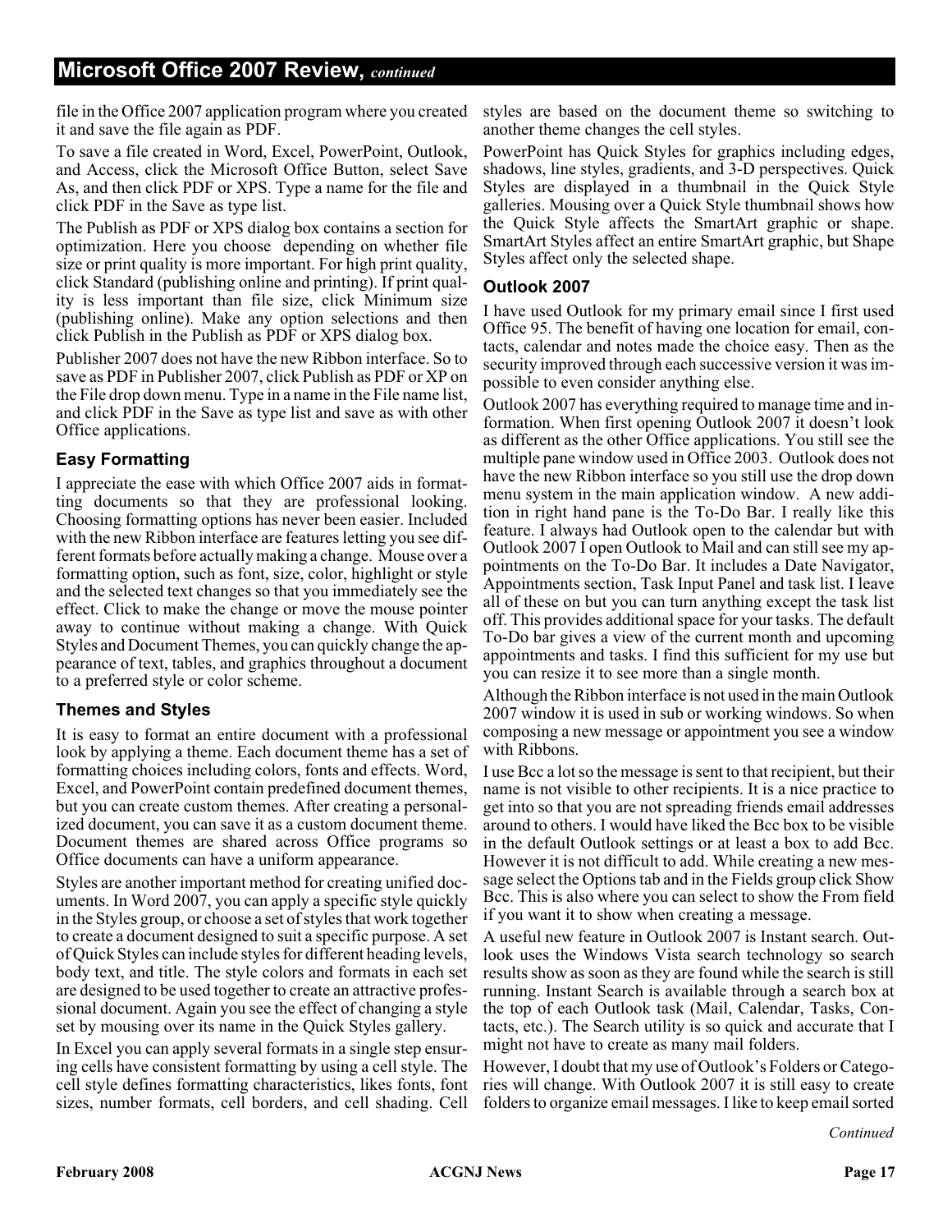file in the Office 2007 application program where you created it and save the file again as PDF.

To save a file created in Word, Excel, PowerPoint, Outlook, and Access, click the Microsoft Office Button, select Save As, and then click PDF or XPS. Type a name for the file and click PDF in the Save as type list.

The Publish as PDF or XPS dialog box contains a section for optimization. Here you choose depending on whether file size or print quality is more important. For high print quality, click Standard (publishing online and printing). If print quality is less important than file size, click Minimum size (publishing online). Make any option selections and then click Publish in the Publish as PDF or XPS dialog box.

Publisher 2007 does not have the new Ribbon interface. So to save as PDF in Publisher 2007, click Publish as PDF or XP on the File drop down menu. Type in a name in the File name list, and click PDF in the Save as type list and save as with other Office applications.

### Easy Formatting

I appreciate the ease with which Office 2007 aids in formatting documents so that they are professional looking. Choosing formatting options has never been easier. Included with the new Ribbon interface are features letting you see different formats before actually making a change. Mouse over a formatting option, such as font, size, color, highlight or style and the selected text changes so that you immediately see the effect. Click to make the change or move the mouse pointer away to continue without making a change. With Quick Styles and Document Themes, you can quickly change the appearance of text, tables, and graphics throughout a document to a preferred style or color scheme.

### Themes and Styles

It is easy to format an entire document with a professional look by applying a theme. Each document theme has a set of formatting choices including colors, fonts and effects. Word, Excel, and PowerPoint contain predefined document themes, but you can create custom themes. After creating a personalized document, you can save it as a custom document theme. Document themes are shared across Office programs so Office documents can have a uniform appearance.

Styles are another important method for creating unified documents. In Word 2007, you can apply a specific style quickly in the Styles group, or choose a set of styles that work together to create a document designed to suit a specific purpose. A set of Quick Styles can include styles for different heading levels, body text, and title. The style colors and formats in each set are designed to be used together to create an attractive professional document. Again you see the effect of changing a style set by mousing over its name in the Quick Styles gallery.

In Excel you can apply several formats in a single step ensuring cells have consistent formatting by using a cell style. The cell style defines formatting characteristics, likes fonts, font sizes, number formats, cell borders, and cell shading. Cell styles are based on the document theme so switching to another theme changes the cell styles.

PowerPoint has Quick Styles for graphics including edges, shadows, line styles, gradients, and 3-D perspectives. Quick Styles are displayed in a thumbnail in the Quick Style galleries. Mousing over a Quick Style thumbnail shows how the Quick Style affects the SmartArt graphic or shape. SmartArt Styles affect an entire SmartArt graphic, but Shape Styles affect only the selected shape.

### Outlook 2007

I have used Outlook for my primary email since I first used Office 95. The benefit of having one location for email, contacts, calendar and notes made the choice easy. Then as the security improved through each successive version it was impossible to even consider anything else.

Outlook 2007 has everything required to manage time and information. When first opening Outlook 2007 it doesn't look as different as the other Office applications. You still see the multiple pane window used in Office 2003. Outlook does not have the new Ribbon interface so you still use the drop down menu system in the main application window. A new addition in right hand pane is the To-Do Bar. I really like this feature. I always had Outlook open to the calendar but with Outlook 2007 I open Outlook to Mail and can still see my appointments on the To-Do Bar. It includes a Date Navigator, Appointments section, Task Input Panel and task list. I leave all of these on but you can turn anything except the task list off. This provides additional space for your tasks. The default To-Do bar gives a view of the current month and upcoming appointments and tasks. I find this sufficient for my use but you can resize it to see more than a single month.

Although the Ribbon interface is not used in the main Outlook 2007 window it is used in sub or working windows. So when composing a new message or appointment you see a window with Ribbons.

I use Bcc a lot so the message is sent to that recipient, but their name is not visible to other recipients. It is a nice practice to get into so that you are not spreading friends email addresses around to others. I would have liked the Bcc box to be visible in the default Outlook settings or at least a box to add Bcc. However it is not difficult to add. While creating a new message select the Options tab and in the Fields group click Show Bcc. This is also where you can select to show the From field if you want it to show when creating a message.

A useful new feature in Outlook 2007 is Instant search. Outlook uses the Windows Vista search technology so search results show as soon as they are found while the search is still running. Instant Search is available through a search box at the top of each Outlook task (Mail, Calendar, Tasks, Contacts, etc.). The Search utility is so quick and accurate that I might not have to create as many mail folders.

However, I doubt that my use of Outlook's Folders or Categories will change. With Outlook 2007 it is still easy to create folders to organize email messages. I like to keep email sorted

*Continued*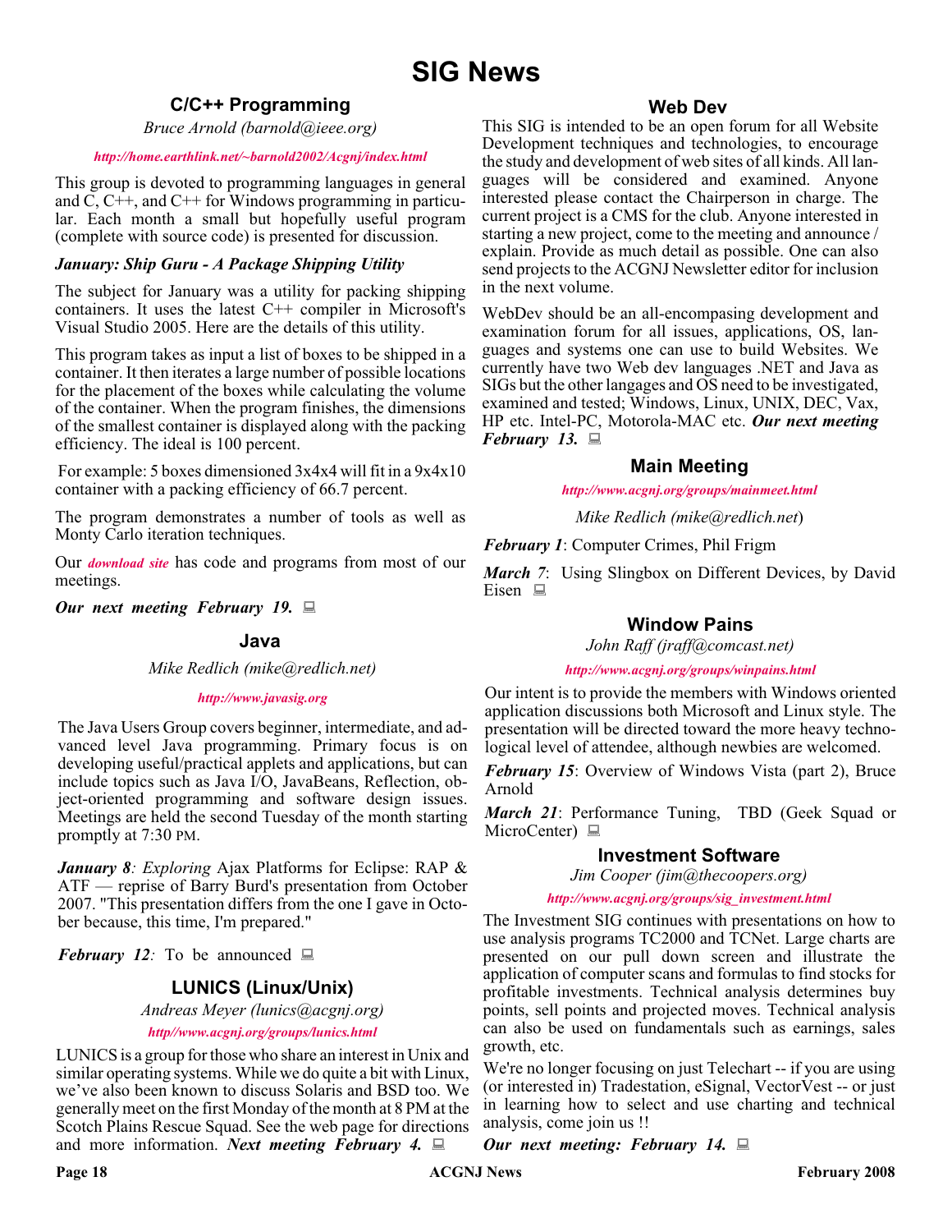# SIG News

## C/C++ Programming

*Bruce Arnold (barnold@ieee.org)*

*http://home.earthlink.net/~barnold2002/Acgnj/index.html*

This group is devoted to programming languages in general and C, C++, and C++ for Windows programming in particular. Each month a small but hopefully useful program (complete with source code) is presented for discussion.

***January: Ship Guru - A Package Shipping Utility***

The subject for January was a utility for packing shipping containers. It uses the latest C++ compiler in Microsoft's Visual Studio 2005. Here are the details of this utility.

This program takes as input a list of boxes to be shipped in a container. It then iterates a large number of possible locations for the placement of the boxes while calculating the volume of the container. When the program finishes, the dimensions of the smallest container is displayed along with the packing efficiency. The ideal is 100 percent.

For example: 5 boxes dimensioned 3x4x4 will fit in a 9x4x10 container with a packing efficiency of 66.7 percent.

The program demonstrates a number of tools as well as Monty Carlo iteration techniques.

Our *download site* has code and programs from most of our meetings.

***Our next meeting February 19.***

## Java

*Mike Redlich (mike@redlich.net)*

*http://www.javasig.org*

The Java Users Group covers beginner, intermediate, and advanced level Java programming. Primary focus is on developing useful/practical applets and applications, but can include topics such as Java I/O, JavaBeans, Reflection, object-oriented programming and software design issues. Meetings are held the second Tuesday of the month starting promptly at 7:30 PM.

***January 8****: Exploring* Ajax Platforms for Eclipse: RAP & ATF — reprise of Barry Burd's presentation from October 2007. "This presentation differs from the one I gave in October because, this time, I'm prepared."

***February 12****:* To be announced

## LUNICS (Linux/Unix)

*Andreas Meyer (lunics@acgnj.org)*

*http//www.acgnj.org/groups/lunics.html*

LUNICS is a group for those who share an interest in Unix and similar operating systems. While we do quite a bit with Linux, we've also been known to discuss Solaris and BSD too. We generally meet on the first Monday of the month at 8 PM at the Scotch Plains Rescue Squad. See the web page for directions and more information. ***Next meeting February 4.***

## Web Dev

This SIG is intended to be an open forum for all Website Development techniques and technologies, to encourage the study and development of web sites of all kinds. All languages will be considered and examined. Anyone interested please contact the Chairperson in charge. The current project is a CMS for the club. Anyone interested in starting a new project, come to the meeting and announce / explain. Provide as much detail as possible. One can also send projects to the ACGNJ Newsletter editor for inclusion in the next volume.

WebDev should be an all-encompasing development and examination forum for all issues, applications, OS, languages and systems one can use to build Websites. We currently have two Web dev languages .NET and Java as SIGs but the other langages and OS need to be investigated, examined and tested; Windows, Linux, UNIX, DEC, Vax, HP etc. Intel-PC, Motorola-MAC etc. ***Our next meeting February 13.***

## Main Meeting

*http://www.acgnj.org/groups/mainmeet.html*

*Mike Redlich (mike@redlich.net)*

***February 1***: Computer Crimes, Phil Frigm

***March 7***: Using Slingbox on Different Devices, by David Eisen

## Window Pains

*John Raff (jraff@comcast.net)*

*http://www.acgnj.org/groups/winpains.html*

Our intent is to provide the members with Windows oriented application discussions both Microsoft and Linux style. The presentation will be directed toward the more heavy technological level of attendee, although newbies are welcomed.

***February 15***: Overview of Windows Vista (part 2), Bruce Arnold

***March 21***: Performance Tuning, TBD (Geek Squad or MicroCenter)

## Investment Software

*Jim Cooper (jim@thecoopers.org)*

*http://www.acgnj.org/groups/sig_investment.html*

The Investment SIG continues with presentations on how to use analysis programs TC2000 and TCNet. Large charts are presented on our pull down screen and illustrate the application of computer scans and formulas to find stocks for profitable investments. Technical analysis determines buy points, sell points and projected moves. Technical analysis can also be used on fundamentals such as earnings, sales growth, etc.

We're no longer focusing on just Telechart -- if you are using (or interested in) Tradestation, eSignal, VectorVest -- or just in learning how to select and use charting and technical analysis, come join us !!

***Our next meeting: February 14.***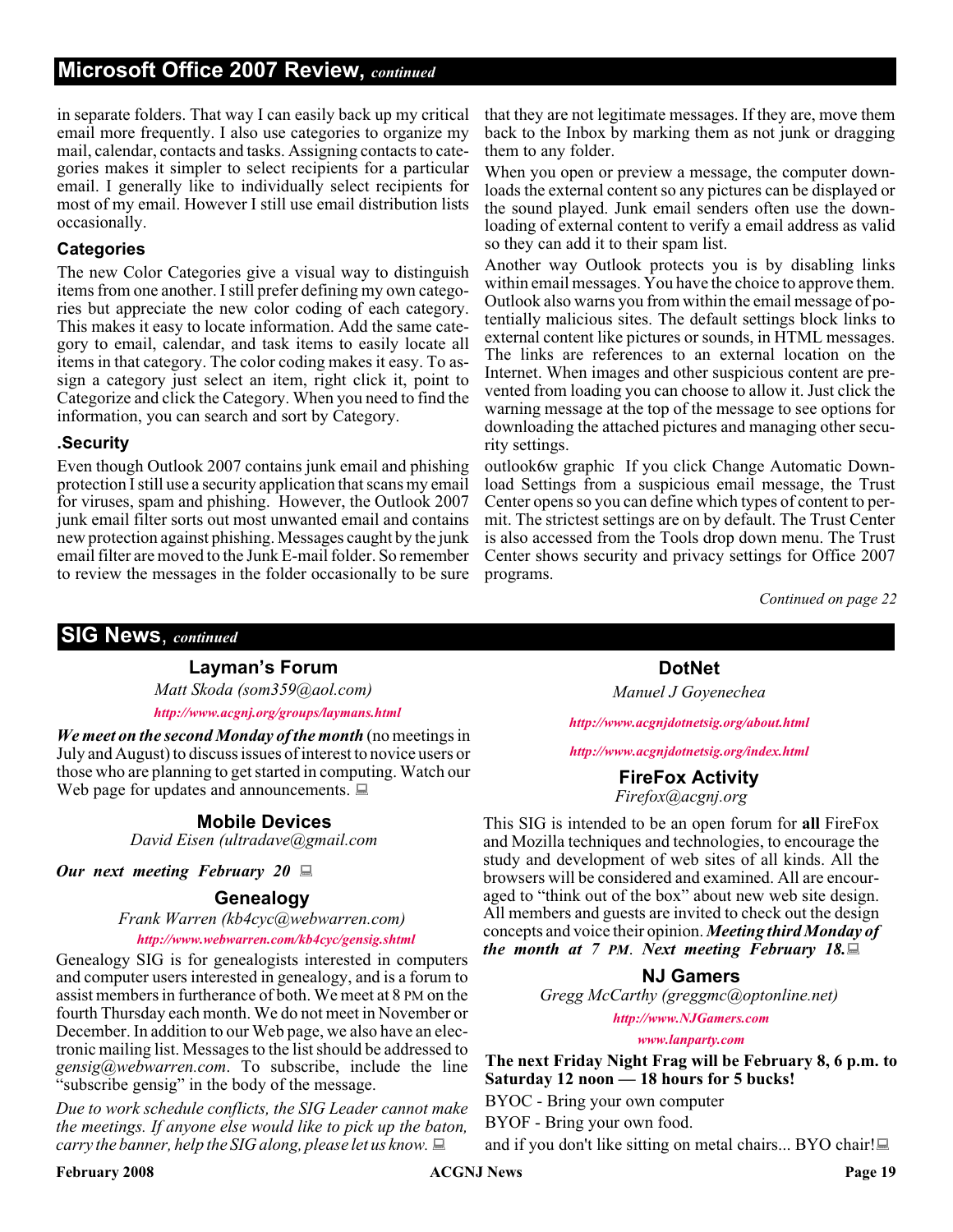## Microsoft Office 2007 Review, *continued*

in separate folders. That way I can easily back up my critical email more frequently. I also use categories to organize my mail, calendar, contacts and tasks. Assigning contacts to categories makes it simpler to select recipients for a particular email. I generally like to individually select recipients for most of my email. However I still use email distribution lists occasionally.

### Categories

The new Color Categories give a visual way to distinguish items from one another. I still prefer defining my own categories but appreciate the new color coding of each category. This makes it easy to locate information. Add the same category to email, calendar, and task items to easily locate all items in that category. The color coding makes it easy. To assign a category just select an item, right click it, point to Categorize and click the Category. When you need to find the information, you can search and sort by Category.

### .Security

Even though Outlook 2007 contains junk email and phishing protection I still use a security application that scans my email for viruses, spam and phishing. However, the Outlook 2007 junk email filter sorts out most unwanted email and contains new protection against phishing. Messages caught by the junk email filter are moved to the Junk E-mail folder. So remember to review the messages in the folder occasionally to be sure that they are not legitimate messages. If they are, move them back to the Inbox by marking them as not junk or dragging them to any folder.

When you open or preview a message, the computer downloads the external content so any pictures can be displayed or the sound played. Junk email senders often use the downloading of external content to verify a email address as valid so they can add it to their spam list.

Another way Outlook protects you is by disabling links within email messages. You have the choice to approve them. Outlook also warns you from within the email message of potentially malicious sites. The default settings block links to external content like pictures or sounds, in HTML messages. The links are references to an external location on the Internet. When images and other suspicious content are prevented from loading you can choose to allow it. Just click the warning message at the top of the message to see options for downloading the attached pictures and managing other security settings.

outlook6w graphic If you click Change Automatic Download Settings from a suspicious email message, the Trust Center opens so you can define which types of content to permit. The strictest settings are on by default. The Trust Center is also accessed from the Tools drop down menu. The Trust Center shows security and privacy settings for Office 2007 programs.

*Continued on page 22*

## SIG News, *continued*

### Layman's Forum

*Matt Skoda (som359@aol.com)*

*http://www.acgnj.org/groups/laymans.html*

***We meet on the second Monday of the month*** (no meetings in July and August) to discuss issues of interest to novice users or those who are planning to get started in computing. Watch our Web page for updates and announcements.

### Mobile Devices

*David Eisen (ultradave@gmail.com*

***Our next meeting February 20***

### Genealogy

*Frank Warren (kb4cyc@webwarren.com)*

*http://www.webwarren.com/kb4cyc/gensig.shtml*

Genealogy SIG is for genealogists interested in computers and computer users interested in genealogy, and is a forum to assist members in furtherance of both. We meet at 8 PM on the fourth Thursday each month. We do not meet in November or December. In addition to our Web page, we also have an electronic mailing list. Messages to the list should be addressed to *gensig@webwarren.com*. To subscribe, include the line "subscribe gensig" in the body of the message.

*Due to work schedule conflicts, the SIG Leader cannot make the meetings. If anyone else would like to pick up the baton, carry the banner, help the SIG along, please let us know.*

### DotNet

*Manuel J Goyenechea*

*http://www.acgnjdotnetsig.org/about.html*

*http://www.acgnjdotnetsig.org/index.html*

### FireFox Activity

*Firefox@acgnj.org*

This SIG is intended to be an open forum for **all** FireFox and Mozilla techniques and technologies, to encourage the study and development of web sites of all kinds. All the browsers will be considered and examined. All are encouraged to "think out of the box" about new web site design. All members and guests are invited to check out the design concepts and voice their opinion. ***Meeting third Monday of the month at 7 PM. Next meeting February 18.***

### NJ Gamers

*Gregg McCarthy (greggmc@optonline.net)*

*http://www.NJGamers.com*

*www.lanparty.com*

**The next Friday Night Frag will be February 8, 6 p.m. to Saturday 12 noon — 18 hours for 5 bucks!**

BYOC - Bring your own computer

BYOF - Bring your own food.

and if you don't like sitting on metal chairs... BYO chair!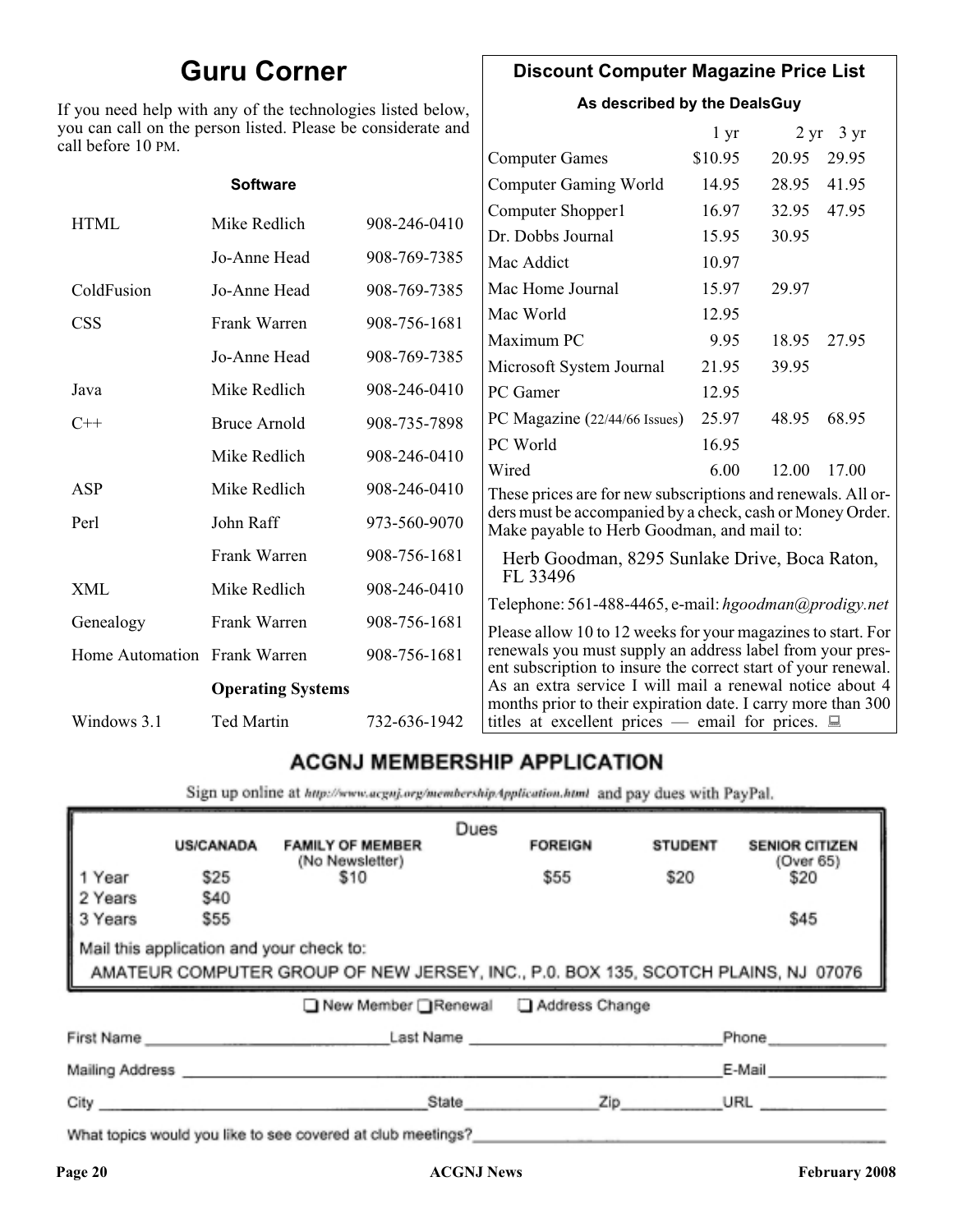## Guru Corner

If you need help with any of the technologies listed below, you can call on the person listed. Please be considerate and call before 10 PM.

| Software | | |
|---|---|---|
| HTML | Mike Redlich | 908-246-0410 |
| | Jo-Anne Head | 908-769-7385 |
| ColdFusion | Jo-Anne Head | 908-769-7385 |
| CSS | Frank Warren | 908-756-1681 |
| | Jo-Anne Head | 908-769-7385 |
| Java | Mike Redlich | 908-246-0410 |
| C++ | Bruce Arnold | 908-735-7898 |
| | Mike Redlich | 908-246-0410 |
| ASP | Mike Redlich | 908-246-0410 |
| Perl | John Raff | 973-560-9070 |
| | Frank Warren | 908-756-1681 |
| XML | Mike Redlich | 908-246-0410 |
| Genealogy | Frank Warren | 908-756-1681 |
| Home Automation | Frank Warren | 908-756-1681 |
| | **Operating Systems** | |
| Windows 3.1 | Ted Martin | 732-636-1942 |

## Discount Computer Magazine Price List

**As described by the DealsGuy**

| | 1 yr | 2 yr | 3 yr |
|---|---|---|---|
| Computer Games | $10.95 | 20.95 | 29.95 |
| Computer Gaming World | 14.95 | 28.95 | 41.95 |
| Computer Shopper1 | 16.97 | 32.95 | 47.95 |
| Dr. Dobbs Journal | 15.95 | 30.95 | |
| Mac Addict | 10.97 | | |
| Mac Home Journal | 15.97 | 29.97 | |
| Mac World | 12.95 | | |
| Maximum PC | 9.95 | 18.95 | 27.95 |
| Microsoft System Journal | 21.95 | 39.95 | |
| PC Gamer | 12.95 | | |
| PC Magazine (22/44/66 Issues) | 25.97 | 48.95 | 68.95 |
| PC World | 16.95 | | |
| Wired | 6.00 | 12.00 | 17.00 |

These prices are for new subscriptions and renewals. All orders must be accompanied by a check, cash or Money Order. Make payable to Herb Goodman, and mail to:

Herb Goodman, 8295 Sunlake Drive, Boca Raton, FL 33496

Telephone: 561-488-4465, e-mail: *hgoodman@prodigy.net*

Please allow 10 to 12 weeks for your magazines to start. For renewals you must supply an address label from your present subscription to insure the correct start of your renewal. As an extra service I will mail a renewal notice about 4 months prior to their expiration date. I carry more than 300 titles at excellent prices — email for prices.

## ACGNJ MEMBERSHIP APPLICATION

Sign up online at http://www.acgnj.org/membershipApplication.html and pay dues with PayPal.

| Dues | US/CANADA | FAMILY OF MEMBER (No Newsletter) | FOREIGN | STUDENT | SENIOR CITIZEN (Over 65) |
|---|---|---|---|---|---|
| 1 Year | $25 | $10 | $55 | $20 | $20 |
| 2 Years | $40 | | | | |
| 3 Years | $55 | | | | $45 |

Mail this application and your check to:
AMATEUR COMPUTER GROUP OF NEW JERSEY, INC., P.0. BOX 135, SCOTCH PLAINS, NJ 07076

❑ New Member ❑ Renewal ❑ Address Change

First Name \_\_\_\_\_\_\_\_\_\_ Last Name \_\_\_\_\_\_\_\_\_\_ Phone \_\_\_\_\_\_\_\_\_\_

Mailing Address \_\_\_\_\_\_\_\_\_\_ E-Mail \_\_\_\_\_\_\_\_\_\_

City \_\_\_\_\_\_\_\_\_\_ State \_\_\_\_\_\_\_\_\_\_ Zip \_\_\_\_\_\_\_\_\_\_ URL \_\_\_\_\_\_\_\_\_\_

What topics would you like to see covered at club meetings? \_\_\_\_\_\_\_\_\_\_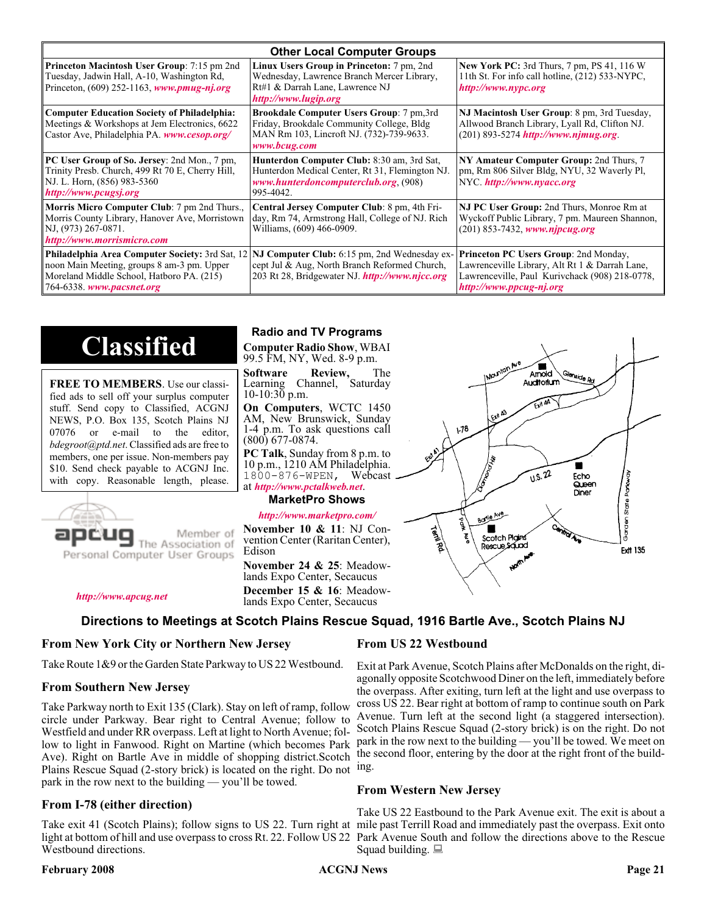## Other Local Computer Groups

| | | |
|---|---|---|
| **Princeton Macintosh User Group**: 7:15 pm 2nd Tuesday, Jadwin Hall, A-10, Washington Rd, Princeton, (609) 252-1163, ***www.pmug-nj.org*** | **Linux Users Group in Princeton:** 7 pm, 2nd Wednesday, Lawrence Branch Mercer Library, Rt#1 & Darrah Lane, Lawrence NJ ***http://www.lugip.org*** | **New York PC:** 3rd Thurs, 7 pm, PS 41, 116 W 11th St. For info call hotline, (212) 533-NYPC, ***http://www.nypc.org*** |
| **Computer Education Society of Philadelphia:** Meetings & Workshops at Jem Electronics, 6622 Castor Ave, Philadelphia PA. ***www.cesop.org/*** | **Brookdale Computer Users Group**: 7 pm,3rd Friday, Brookdale Community College, Bldg MAN Rm 103, Lincroft NJ. (732)-739-9633. ***www.bcug.com*** | **NJ Macintosh User Group**: 8 pm, 3rd Tuesday, Allwood Branch Library, Lyall Rd, Clifton NJ. (201) 893-5274 ***http://www.njmug.org***. |
| **PC User Group of So. Jersey**: 2nd Mon., 7 pm, Trinity Presb. Church, 499 Rt 70 E, Cherry Hill, NJ. L. Horn, (856) 983-5360 ***http://www.pcugsj.org*** | **Hunterdon Computer Club:** 8:30 am, 3rd Sat, Hunterdon Medical Center, Rt 31, Flemington NJ. ***www.hunterdoncomputerclub.org***, (908) 995-4042. | **NY Amateur Computer Group:** 2nd Thurs, 7 pm, Rm 806 Silver Bldg, NYU, 32 Waverly Pl, NYC. ***http://www.nyacc.org*** |
| **Morris Micro Computer Club**: 7 pm 2nd Thurs., Morris County Library, Hanover Ave, Morristown NJ, (973) 267-0871. ***http://www.morrismicro.com*** | **Central Jersey Computer Club**: 8 pm, 4th Friday, Rm 74, Armstrong Hall, College of NJ. Rich Williams, (609) 466-0909. | **NJ PC User Group:** 2nd Thurs, Monroe Rm at Wyckoff Public Library, 7 pm. Maureen Shannon, (201) 853-7432, ***www.njpcug.org*** |
| **Philadelphia Area Computer Society:** 3rd Sat, 12 noon Main Meeting, groups 8 am-3 pm. Upper Moreland Middle School, Hatboro PA. (215) 764-6338. ***www.pacsnet.org*** | **NJ Computer Club:** 6:15 pm, 2nd Wednesday except Jul & Aug, North Branch Reformed Church, 203 Rt 28, Bridgewater NJ. ***http://www.njcc.org*** | **Princeton PC Users Group**: 2nd Monday, Lawrenceville Library, Alt Rt 1 & Darrah Lane, Lawrenceville, Paul Kurivchack (908) 218-0778, ***http://www.ppcug-nj.org*** |

# Classified

**FREE TO MEMBERS**. Use our classified ads to sell off your surplus computer stuff. Send copy to Classified, ACGNJ NEWS, P.O. Box 135, Scotch Plains NJ 07076 or e-mail to the editor, *bdegroot@ptd.net*. Classified ads are free to members, one per issue. Non-members pay $10. Send check payable to ACGNJ Inc. with copy. Reasonable length, please.

apcug Member of The Association of Personal Computer User Groups

***http://www.apcug.net***

## Radio and TV Programs

**Computer Radio Show**, WBAI 99.5 FM, NY, Wed. 8-9 p.m.

**Software Review,** The Learning Channel, Saturday 10-10:30 p.m.

**On Computers**, WCTC 1450 AM, New Brunswick, Sunday 1-4 p.m. To ask questions call (800) 677-0874.

**PC Talk**, Sunday from 8 p.m. to 10 p.m., 1210 AM Philadelphia. 1800-876-WPEN, Webcast at ***http://www.pctalkweb.net***.

## MarketPro Shows

***http://www.marketpro.com/***

**November 10 & 11**: NJ Convention Center (Raritan Center), Edison

**November 24 & 25**: Meadowlands Expo Center, Secaucus

**December 15 & 16**: Meadowlands Expo Center, Secaucus

## Directions to Meetings at Scotch Plains Rescue Squad, 1916 Bartle Ave., Scotch Plains NJ

### From New York City or Northern New Jersey

Take Route 1&9 or the Garden State Parkway to US 22 Westbound.

### From Southern New Jersey

Take Parkway north to Exit 135 (Clark). Stay on left of ramp, follow circle under Parkway. Bear right to Central Avenue; follow to Westfield and under RR overpass. Left at light to North Avenue; follow to light in Fanwood. Right on Martine (which becomes Park Ave). Right on Bartle Ave in middle of shopping district.Scotch Plains Rescue Squad (2-story brick) is located on the right. Do not park in the row next to the building — you'll be towed.

### From I-78 (either direction)

Take exit 41 (Scotch Plains); follow signs to US 22. Turn right at light at bottom of hill and use overpass to cross Rt. 22. Follow US 22 Westbound directions.

### From US 22 Westbound

Exit at Park Avenue, Scotch Plains after McDonalds on the right, diagonally opposite Scotchwood Diner on the left, immediately before the overpass. After exiting, turn left at the light and use overpass to cross US 22. Bear right at bottom of ramp to continue south on Park Avenue. Turn left at the second light (a staggered intersection). Scotch Plains Rescue Squad (2-story brick) is on the right. Do not park in the row next to the building — you'll be towed. We meet on the second floor, entering by the door at the right front of the building.

### From Western New Jersey

Take US 22 Eastbound to the Park Avenue exit. The exit is about a mile past Terrill Road and immediately past the overpass. Exit onto Park Avenue South and follow the directions above to the Rescue Squad building.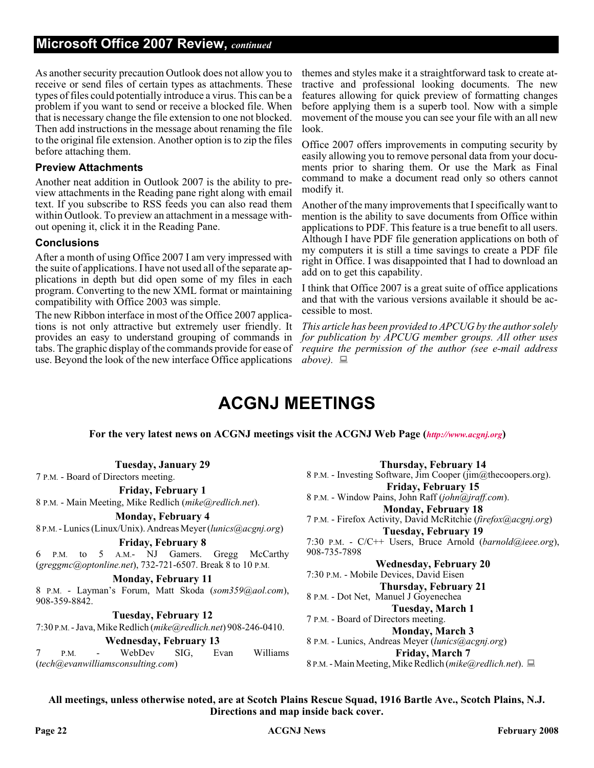## Microsoft Office 2007 Review, *continued*

As another security precaution Outlook does not allow you to receive or send files of certain types as attachments. These types of files could potentially introduce a virus. This can be a problem if you want to send or receive a blocked file. When that is necessary change the file extension to one not blocked. Then add instructions in the message about renaming the file to the original file extension. Another option is to zip the files before attaching them.

### Preview Attachments

Another neat addition in Outlook 2007 is the ability to preview attachments in the Reading pane right along with email text. If you subscribe to RSS feeds you can also read them within Outlook. To preview an attachment in a message without opening it, click it in the Reading Pane.

### Conclusions

After a month of using Office 2007 I am very impressed with the suite of applications. I have not used all of the separate applications in depth but did open some of my files in each program. Converting to the new XML format or maintaining compatibility with Office 2003 was simple.

The new Ribbon interface in most of the Office 2007 applications is not only attractive but extremely user friendly. It provides an easy to understand grouping of commands in tabs. The graphic display of the commands provide for ease of use. Beyond the look of the new interface Office applications themes and styles make it a straightforward task to create attractive and professional looking documents. The new features allowing for quick preview of formatting changes before applying them is a superb tool. Now with a simple movement of the mouse you can see your file with an all new look.

Office 2007 offers improvements in computing security by easily allowing you to remove personal data from your documents prior to sharing them. Or use the Mark as Final command to make a document read only so others cannot modify it.

Another of the many improvements that I specifically want to mention is the ability to save documents from Office within applications to PDF. This feature is a true benefit to all users. Although I have PDF file generation applications on both of my computers it is still a time savings to create a PDF file right in Office. I was disappointed that I had to download an add on to get this capability.

I think that Office 2007 is a great suite of office applications and that with the various versions available it should be accessible to most.

*This article has been provided to APCUG by the author solely for publication by APCUG member groups. All other uses require the permission of the author (see e-mail address above).*

# ACGNJ MEETINGS

**For the very latest news on ACGNJ meetings visit the ACGNJ Web Page (*http://www.acgnj.org*)**

**Tuesday, January 29**
7 P.M. - Board of Directors meeting.

**Friday, February 1**
8 P.M. - Main Meeting, Mike Redlich (*mike@redlich.net*).

**Monday, February 4**
8 P.M. - Lunics (Linux/Unix). Andreas Meyer (*lunics@acgnj.org*)

**Friday, February 8**
6 P.M. to 5 A.M.- NJ Gamers. Gregg McCarthy (*greggmc@optonline.net*), 732-721-6507. Break 8 to 10 P.M.

**Monday, February 11**
8 P.M. - Layman's Forum, Matt Skoda (*som359@aol.com*), 908-359-8842.

**Tuesday, February 12**
7:30 P.M. - Java, Mike Redlich (*mike@redlich.net*) 908-246-0410.

**Wednesday, February 13**
7 P.M. - WebDev SIG, Evan Williams (*tech@evanwilliamsconsulting.com*)

**Thursday, February 14**
8 P.M. - Investing Software, Jim Cooper (jim@thecoopers.org).

**Friday, February 15**
8 P.M. - Window Pains, John Raff (*john@jraff.com*).

**Monday, February 18**
7 P.M. - Firefox Activity, David McRitchie (*firefox@acgnj.org*)

**Tuesday, February 19**
7:30 P.M. - C/C++ Users, Bruce Arnold (*barnold@ieee.org*), 908-735-7898

**Wednesday, February 20**
7:30 P.M. - Mobile Devices, David Eisen

**Thursday, February 21**
8 P.M. - Dot Net, Manuel J Goyenechea

**Tuesday, March 1**
7 P.M. - Board of Directors meeting.

**Monday, March 3**
8 P.M. - Lunics, Andreas Meyer (*lunics@acgnj.org*)

**Friday, March 7**
8 P.M. - Main Meeting, Mike Redlich (*mike@redlich.net*).

**All meetings, unless otherwise noted, are at Scotch Plains Rescue Squad, 1916 Bartle Ave., Scotch Plains, N.J. Directions and map inside back cover.**